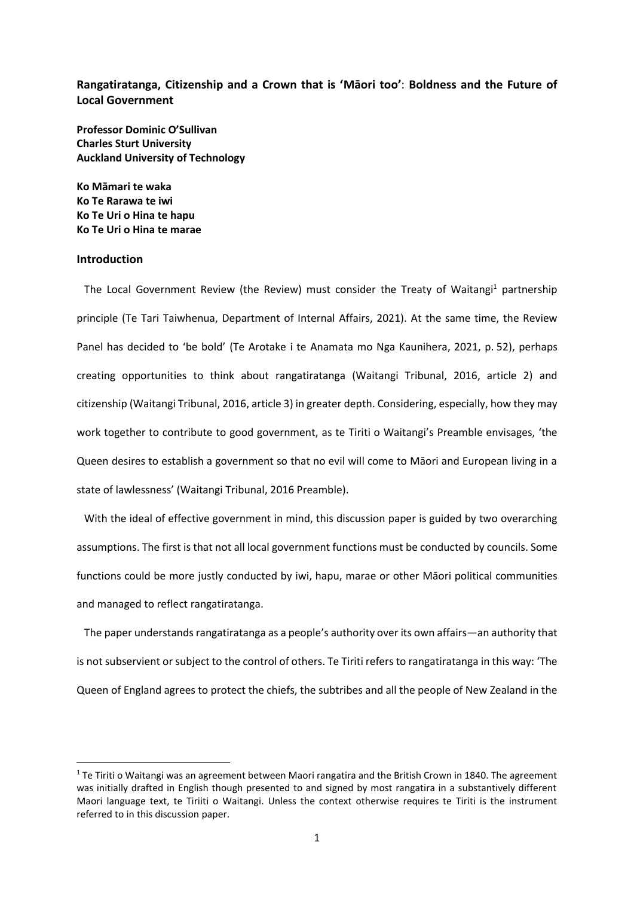# Rangatiratanga, Citizenship and a Crown that is 'Māori too': Boldness and the Future of Local Government

**Professor Dominic O'Sullivan**
**Charles Sturt University**
**Auckland University of Technology**

**Ko Māmari te waka**
**Ko Te Rarawa te iwi**
**Ko Te Uri o Hina te hapu**
**Ko Te Uri o Hina te marae**

## Introduction

The Local Government Review (the Review) must consider the Treaty of Waitangi[1] partnership principle (Te Tari Taiwhenua, Department of Internal Affairs, 2021). At the same time, the Review Panel has decided to 'be bold' (Te Arotake i te Anamata mo Nga Kaunihera, 2021, p. 52), perhaps creating opportunities to think about rangatiratanga (Waitangi Tribunal, 2016, article 2) and citizenship (Waitangi Tribunal, 2016, article 3) in greater depth. Considering, especially, how they may work together to contribute to good government, as te Tiriti o Waitangi's Preamble envisages, 'the Queen desires to establish a government so that no evil will come to Māori and European living in a state of lawlessness' (Waitangi Tribunal, 2016 Preamble).

With the ideal of effective government in mind, this discussion paper is guided by two overarching assumptions. The first is that not all local government functions must be conducted by councils. Some functions could be more justly conducted by iwi, hapu, marae or other Māori political communities and managed to reflect rangatiratanga.

The paper understands rangatiratanga as a people's authority over its own affairs—an authority that is not subservient or subject to the control of others. Te Tiriti refers to rangatiratanga in this way: 'The Queen of England agrees to protect the chiefs, the subtribes and all the people of New Zealand in the

[1] Te Tiriti o Waitangi was an agreement between Maori rangatira and the British Crown in 1840. The agreement was initially drafted in English though presented to and signed by most rangatira in a substantively different Maori language text, te Tiriiti o Waitangi. Unless the context otherwise requires te Tiriti is the instrument referred to in this discussion paper.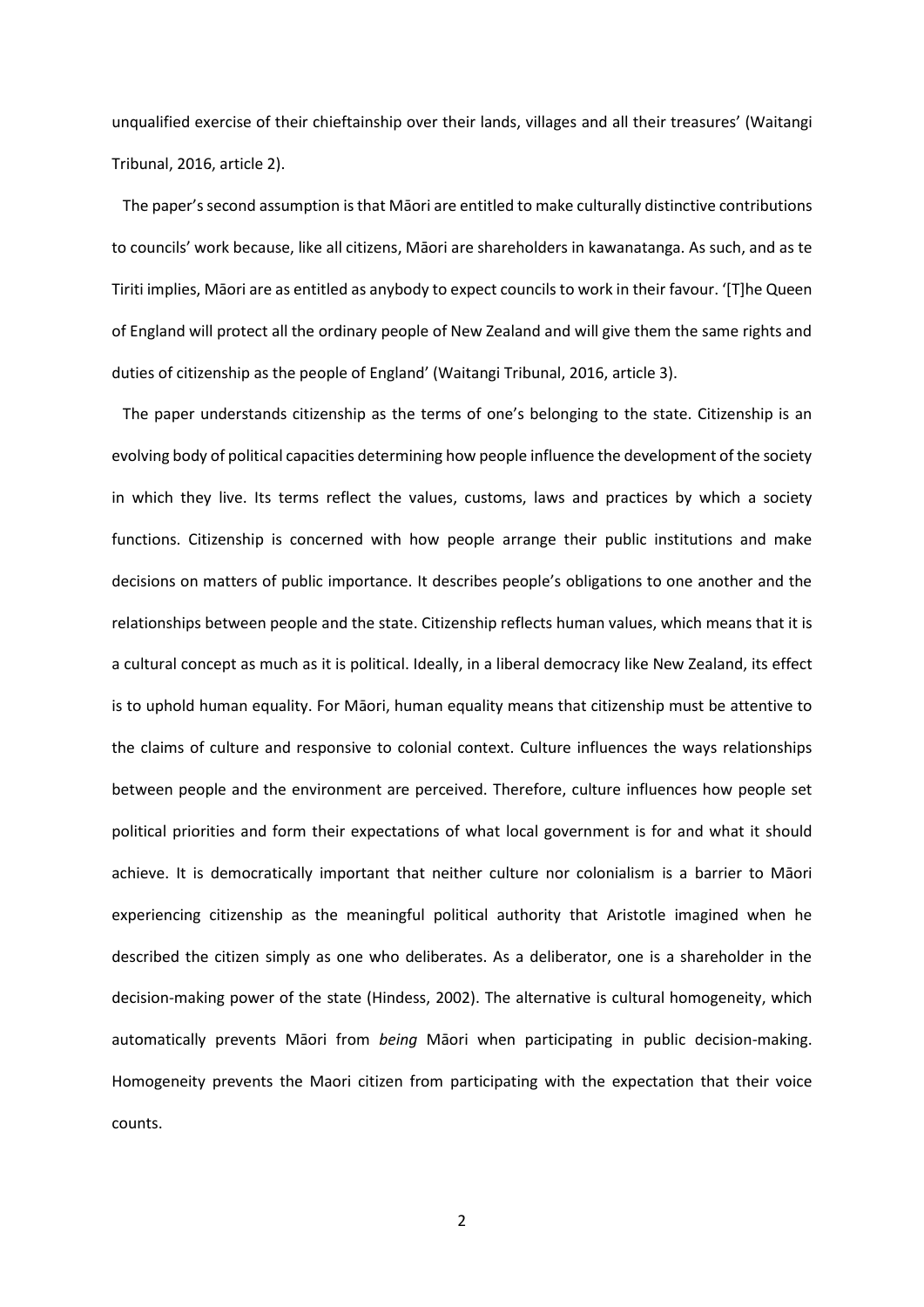unqualified exercise of their chieftainship over their lands, villages and all their treasures' (Waitangi Tribunal, 2016, article 2).

The paper's second assumption is that Māori are entitled to make culturally distinctive contributions to councils' work because, like all citizens, Māori are shareholders in kawanatanga. As such, and as te Tiriti implies, Māori are as entitled as anybody to expect councils to work in their favour. '[T]he Queen of England will protect all the ordinary people of New Zealand and will give them the same rights and duties of citizenship as the people of England' (Waitangi Tribunal, 2016, article 3).

The paper understands citizenship as the terms of one's belonging to the state. Citizenship is an evolving body of political capacities determining how people influence the development of the society in which they live. Its terms reflect the values, customs, laws and practices by which a society functions. Citizenship is concerned with how people arrange their public institutions and make decisions on matters of public importance. It describes people's obligations to one another and the relationships between people and the state. Citizenship reflects human values, which means that it is a cultural concept as much as it is political. Ideally, in a liberal democracy like New Zealand, its effect is to uphold human equality. For Māori, human equality means that citizenship must be attentive to the claims of culture and responsive to colonial context. Culture influences the ways relationships between people and the environment are perceived. Therefore, culture influences how people set political priorities and form their expectations of what local government is for and what it should achieve. It is democratically important that neither culture nor colonialism is a barrier to Māori experiencing citizenship as the meaningful political authority that Aristotle imagined when he described the citizen simply as one who deliberates. As a deliberator, one is a shareholder in the decision-making power of the state (Hindess, 2002). The alternative is cultural homogeneity, which automatically prevents Māori from *being* Māori when participating in public decision-making. Homogeneity prevents the Maori citizen from participating with the expectation that their voice counts.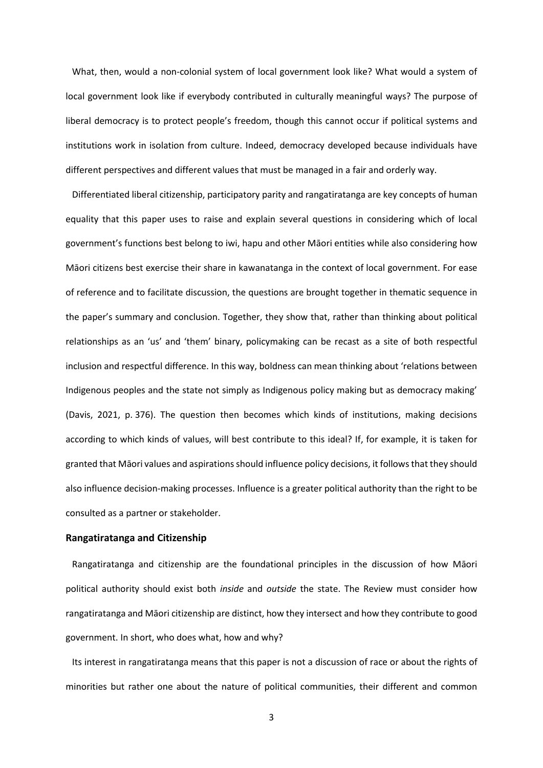What, then, would a non-colonial system of local government look like? What would a system of local government look like if everybody contributed in culturally meaningful ways? The purpose of liberal democracy is to protect people's freedom, though this cannot occur if political systems and institutions work in isolation from culture. Indeed, democracy developed because individuals have different perspectives and different values that must be managed in a fair and orderly way.

Differentiated liberal citizenship, participatory parity and rangatiratanga are key concepts of human equality that this paper uses to raise and explain several questions in considering which of local government's functions best belong to iwi, hapu and other Māori entities while also considering how Māori citizens best exercise their share in kawanatanga in the context of local government. For ease of reference and to facilitate discussion, the questions are brought together in thematic sequence in the paper's summary and conclusion. Together, they show that, rather than thinking about political relationships as an 'us' and 'them' binary, policymaking can be recast as a site of both respectful inclusion and respectful difference. In this way, boldness can mean thinking about 'relations between Indigenous peoples and the state not simply as Indigenous policy making but as democracy making' (Davis, 2021, p. 376). The question then becomes which kinds of institutions, making decisions according to which kinds of values, will best contribute to this ideal? If, for example, it is taken for granted that Māori values and aspirations should influence policy decisions, it follows that they should also influence decision-making processes. Influence is a greater political authority than the right to be consulted as a partner or stakeholder.

## Rangatiratanga and Citizenship

Rangatiratanga and citizenship are the foundational principles in the discussion of how Māori political authority should exist both *inside* and *outside* the state. The Review must consider how rangatiratanga and Māori citizenship are distinct, how they intersect and how they contribute to good government. In short, who does what, how and why?

Its interest in rangatiratanga means that this paper is not a discussion of race or about the rights of minorities but rather one about the nature of political communities, their different and common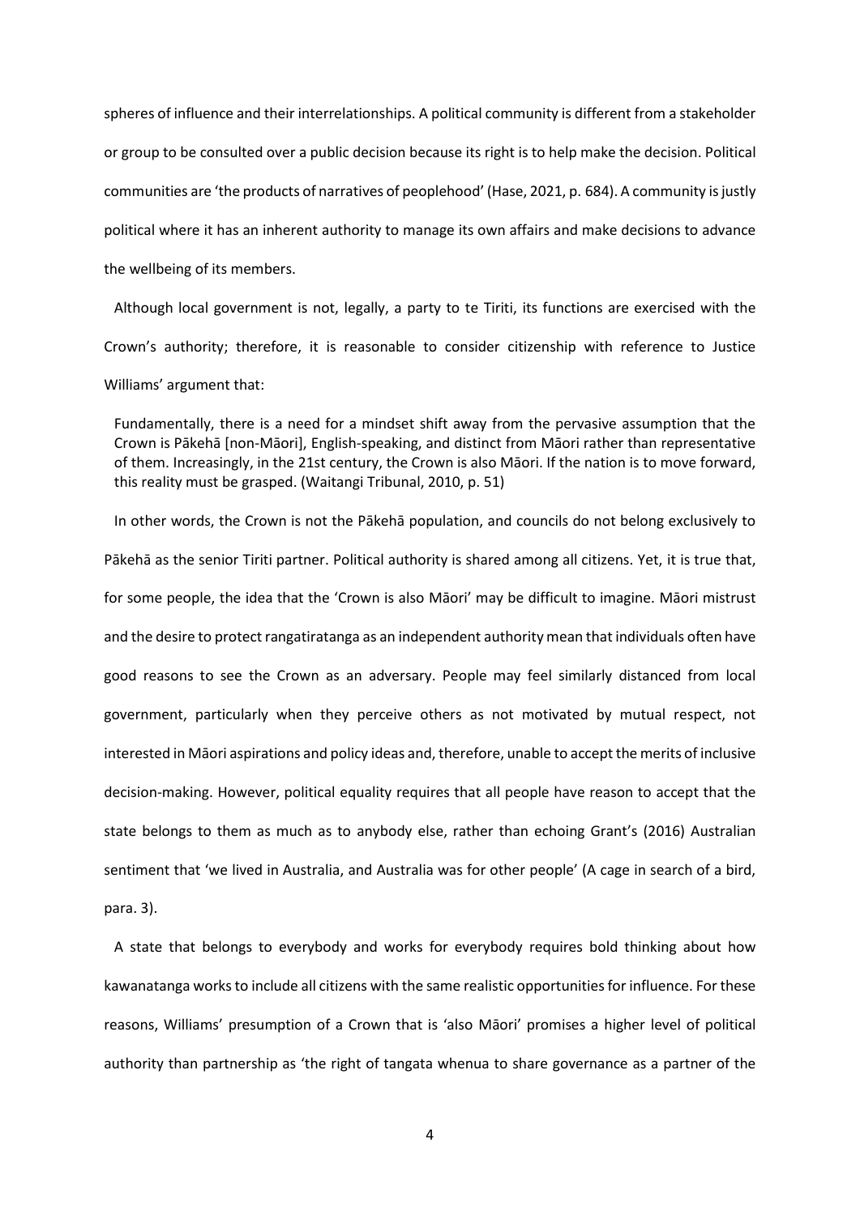spheres of influence and their interrelationships. A political community is different from a stakeholder or group to be consulted over a public decision because its right is to help make the decision. Political communities are 'the products of narratives of peoplehood' (Hase, 2021, p. 684). A community is justly political where it has an inherent authority to manage its own affairs and make decisions to advance the wellbeing of its members.

Although local government is not, legally, a party to te Tiriti, its functions are exercised with the Crown's authority; therefore, it is reasonable to consider citizenship with reference to Justice Williams' argument that:

> Fundamentally, there is a need for a mindset shift away from the pervasive assumption that the Crown is Pākehā [non-Māori], English-speaking, and distinct from Māori rather than representative of them. Increasingly, in the 21st century, the Crown is also Māori. If the nation is to move forward, this reality must be grasped. (Waitangi Tribunal, 2010, p. 51)

In other words, the Crown is not the Pākehā population, and councils do not belong exclusively to Pākehā as the senior Tiriti partner. Political authority is shared among all citizens. Yet, it is true that, for some people, the idea that the 'Crown is also Māori' may be difficult to imagine. Māori mistrust and the desire to protect rangatiratanga as an independent authority mean that individuals often have good reasons to see the Crown as an adversary. People may feel similarly distanced from local government, particularly when they perceive others as not motivated by mutual respect, not interested in Māori aspirations and policy ideas and, therefore, unable to accept the merits of inclusive decision-making. However, political equality requires that all people have reason to accept that the state belongs to them as much as to anybody else, rather than echoing Grant's (2016) Australian sentiment that 'we lived in Australia, and Australia was for other people' (A cage in search of a bird, para. 3).

A state that belongs to everybody and works for everybody requires bold thinking about how kawanatanga works to include all citizens with the same realistic opportunities for influence. For these reasons, Williams' presumption of a Crown that is 'also Māori' promises a higher level of political authority than partnership as 'the right of tangata whenua to share governance as a partner of the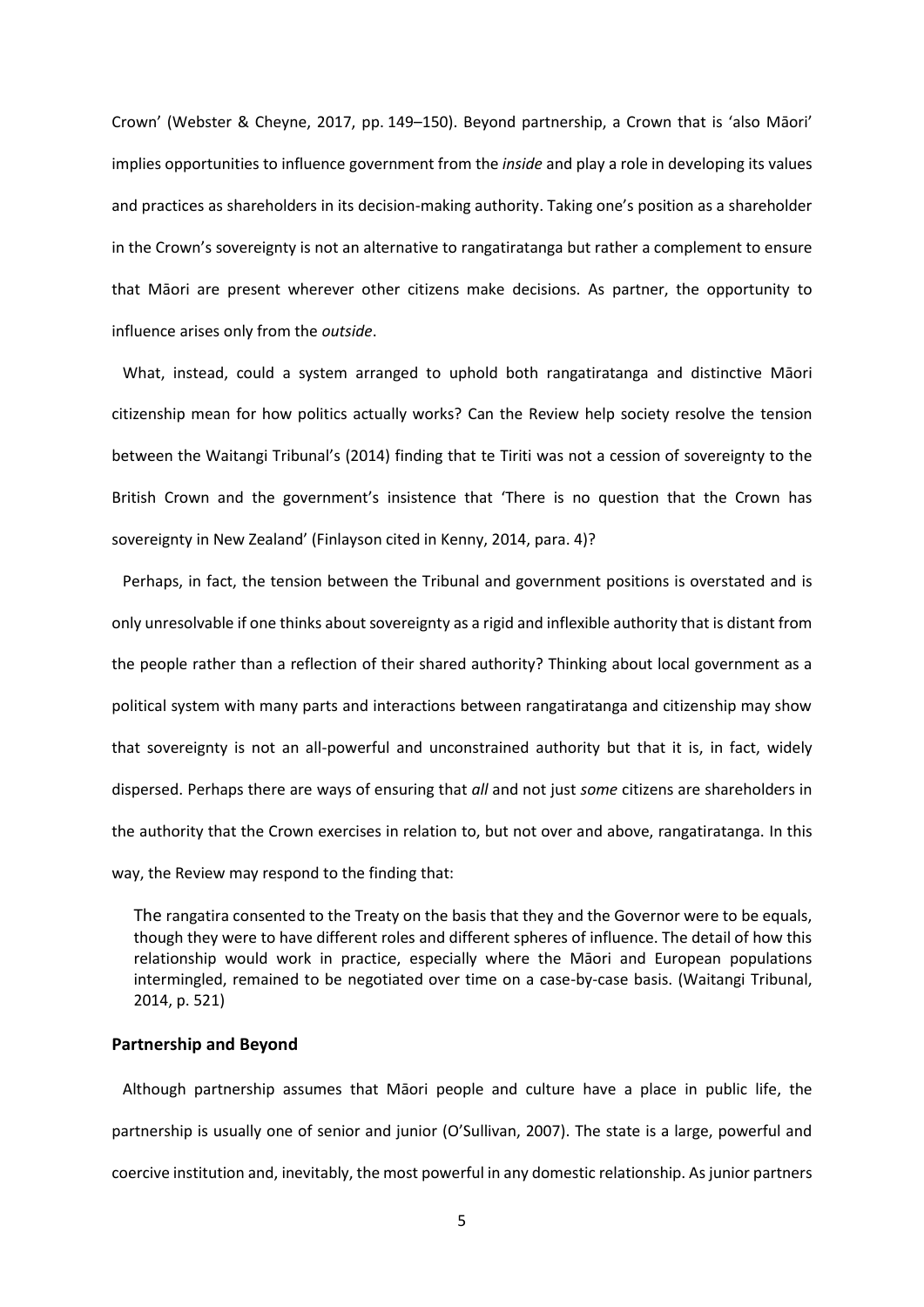Crown' (Webster & Cheyne, 2017, pp. 149–150). Beyond partnership, a Crown that is 'also Māori' implies opportunities to influence government from the *inside* and play a role in developing its values and practices as shareholders in its decision-making authority. Taking one's position as a shareholder in the Crown's sovereignty is not an alternative to rangatiratanga but rather a complement to ensure that Māori are present wherever other citizens make decisions. As partner, the opportunity to influence arises only from the *outside*.

What, instead, could a system arranged to uphold both rangatiratanga and distinctive Māori citizenship mean for how politics actually works? Can the Review help society resolve the tension between the Waitangi Tribunal's (2014) finding that te Tiriti was not a cession of sovereignty to the British Crown and the government's insistence that 'There is no question that the Crown has sovereignty in New Zealand' (Finlayson cited in Kenny, 2014, para. 4)?

Perhaps, in fact, the tension between the Tribunal and government positions is overstated and is only unresolvable if one thinks about sovereignty as a rigid and inflexible authority that is distant from the people rather than a reflection of their shared authority? Thinking about local government as a political system with many parts and interactions between rangatiratanga and citizenship may show that sovereignty is not an all-powerful and unconstrained authority but that it is, in fact, widely dispersed. Perhaps there are ways of ensuring that *all* and not just *some* citizens are shareholders in the authority that the Crown exercises in relation to, but not over and above, rangatiratanga. In this way, the Review may respond to the finding that:

> The rangatira consented to the Treaty on the basis that they and the Governor were to be equals, though they were to have different roles and different spheres of influence. The detail of how this relationship would work in practice, especially where the Māori and European populations intermingled, remained to be negotiated over time on a case-by-case basis. (Waitangi Tribunal, 2014, p. 521)

### Partnership and Beyond

Although partnership assumes that Māori people and culture have a place in public life, the partnership is usually one of senior and junior (O'Sullivan, 2007). The state is a large, powerful and coercive institution and, inevitably, the most powerful in any domestic relationship. As junior partners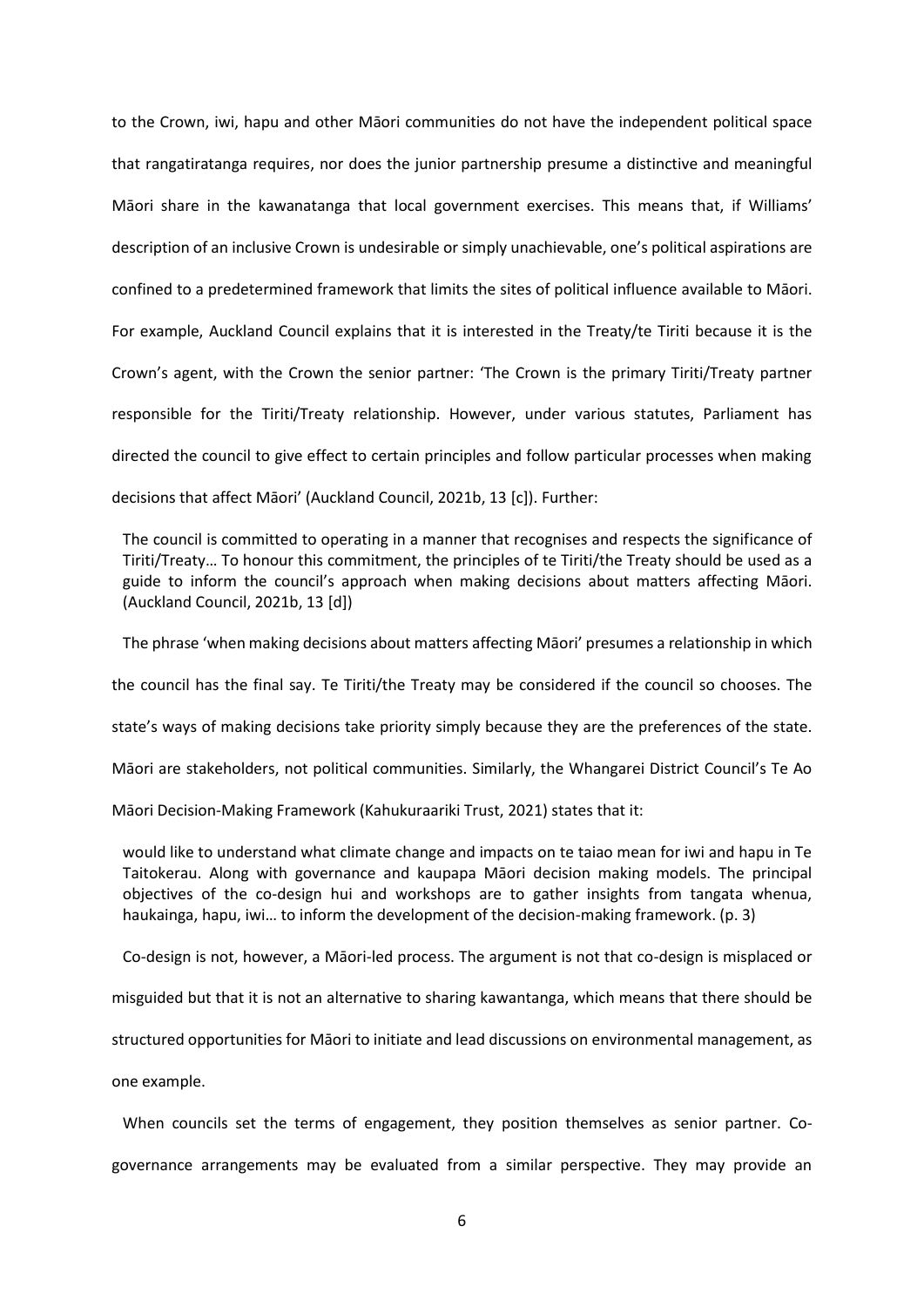to the Crown, iwi, hapu and other Māori communities do not have the independent political space that rangatiratanga requires, nor does the junior partnership presume a distinctive and meaningful Māori share in the kawanatanga that local government exercises. This means that, if Williams' description of an inclusive Crown is undesirable or simply unachievable, one's political aspirations are confined to a predetermined framework that limits the sites of political influence available to Māori. For example, Auckland Council explains that it is interested in the Treaty/te Tiriti because it is the Crown's agent, with the Crown the senior partner: 'The Crown is the primary Tiriti/Treaty partner responsible for the Tiriti/Treaty relationship. However, under various statutes, Parliament has directed the council to give effect to certain principles and follow particular processes when making decisions that affect Māori' (Auckland Council, 2021b, 13 [c]). Further:

> The council is committed to operating in a manner that recognises and respects the significance of Tiriti/Treaty… To honour this commitment, the principles of te Tiriti/the Treaty should be used as a guide to inform the council's approach when making decisions about matters affecting Māori. (Auckland Council, 2021b, 13 [d])

The phrase 'when making decisions about matters affecting Māori' presumes a relationship in which the council has the final say. Te Tiriti/the Treaty may be considered if the council so chooses. The state's ways of making decisions take priority simply because they are the preferences of the state. Māori are stakeholders, not political communities. Similarly, the Whangarei District Council's Te Ao Māori Decision-Making Framework (Kahukuraariki Trust, 2021) states that it:

> would like to understand what climate change and impacts on te taiao mean for iwi and hapu in Te Taitokerau. Along with governance and kaupapa Māori decision making models. The principal objectives of the co-design hui and workshops are to gather insights from tangata whenua, haukainga, hapu, iwi… to inform the development of the decision-making framework. (p. 3)

Co-design is not, however, a Māori-led process. The argument is not that co-design is misplaced or misguided but that it is not an alternative to sharing kawantanga, which means that there should be structured opportunities for Māori to initiate and lead discussions on environmental management, as one example.

When councils set the terms of engagement, they position themselves as senior partner. Co-governance arrangements may be evaluated from a similar perspective. They may provide an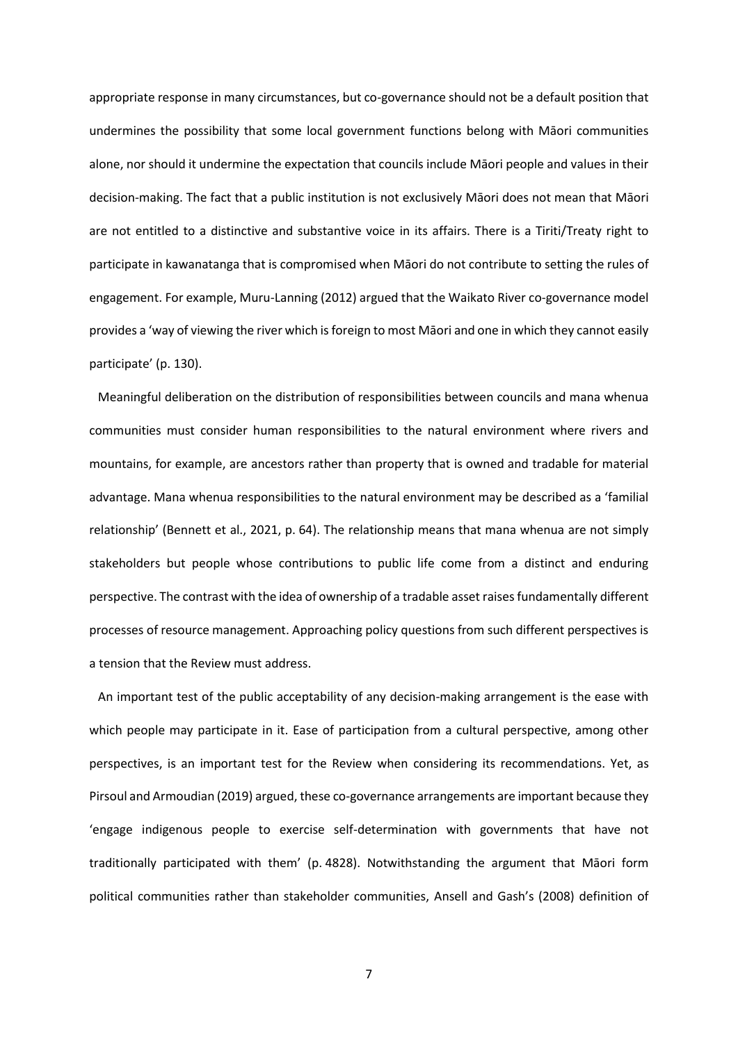appropriate response in many circumstances, but co-governance should not be a default position that undermines the possibility that some local government functions belong with Māori communities alone, nor should it undermine the expectation that councils include Māori people and values in their decision-making. The fact that a public institution is not exclusively Māori does not mean that Māori are not entitled to a distinctive and substantive voice in its affairs. There is a Tiriti/Treaty right to participate in kawanatanga that is compromised when Māori do not contribute to setting the rules of engagement. For example, Muru-Lanning (2012) argued that the Waikato River co-governance model provides a 'way of viewing the river which is foreign to most Māori and one in which they cannot easily participate' (p. 130).

Meaningful deliberation on the distribution of responsibilities between councils and mana whenua communities must consider human responsibilities to the natural environment where rivers and mountains, for example, are ancestors rather than property that is owned and tradable for material advantage. Mana whenua responsibilities to the natural environment may be described as a 'familial relationship' (Bennett et al., 2021, p. 64). The relationship means that mana whenua are not simply stakeholders but people whose contributions to public life come from a distinct and enduring perspective. The contrast with the idea of ownership of a tradable asset raises fundamentally different processes of resource management. Approaching policy questions from such different perspectives is a tension that the Review must address.

An important test of the public acceptability of any decision-making arrangement is the ease with which people may participate in it. Ease of participation from a cultural perspective, among other perspectives, is an important test for the Review when considering its recommendations. Yet, as Pirsoul and Armoudian (2019) argued, these co-governance arrangements are important because they 'engage indigenous people to exercise self-determination with governments that have not traditionally participated with them' (p. 4828). Notwithstanding the argument that Māori form political communities rather than stakeholder communities, Ansell and Gash's (2008) definition of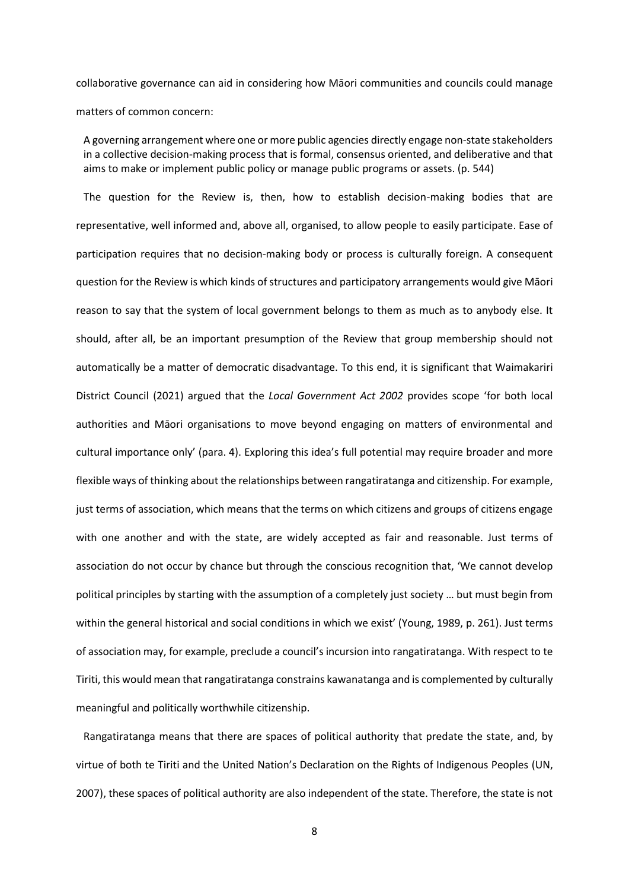collaborative governance can aid in considering how Māori communities and councils could manage matters of common concern:

> A governing arrangement where one or more public agencies directly engage non-state stakeholders in a collective decision-making process that is formal, consensus oriented, and deliberative and that aims to make or implement public policy or manage public programs or assets. (p. 544)

The question for the Review is, then, how to establish decision-making bodies that are representative, well informed and, above all, organised, to allow people to easily participate. Ease of participation requires that no decision-making body or process is culturally foreign. A consequent question for the Review is which kinds of structures and participatory arrangements would give Māori reason to say that the system of local government belongs to them as much as to anybody else. It should, after all, be an important presumption of the Review that group membership should not automatically be a matter of democratic disadvantage. To this end, it is significant that Waimakariri District Council (2021) argued that the *Local Government Act 2002* provides scope 'for both local authorities and Māori organisations to move beyond engaging on matters of environmental and cultural importance only' (para. 4). Exploring this idea's full potential may require broader and more flexible ways of thinking about the relationships between rangatiratanga and citizenship. For example, just terms of association, which means that the terms on which citizens and groups of citizens engage with one another and with the state, are widely accepted as fair and reasonable. Just terms of association do not occur by chance but through the conscious recognition that, 'We cannot develop political principles by starting with the assumption of a completely just society … but must begin from within the general historical and social conditions in which we exist' (Young, 1989, p. 261). Just terms of association may, for example, preclude a council's incursion into rangatiratanga. With respect to te Tiriti, this would mean that rangatiratanga constrains kawanatanga and is complemented by culturally meaningful and politically worthwhile citizenship.

Rangatiratanga means that there are spaces of political authority that predate the state, and, by virtue of both te Tiriti and the United Nation's Declaration on the Rights of Indigenous Peoples (UN, 2007), these spaces of political authority are also independent of the state. Therefore, the state is not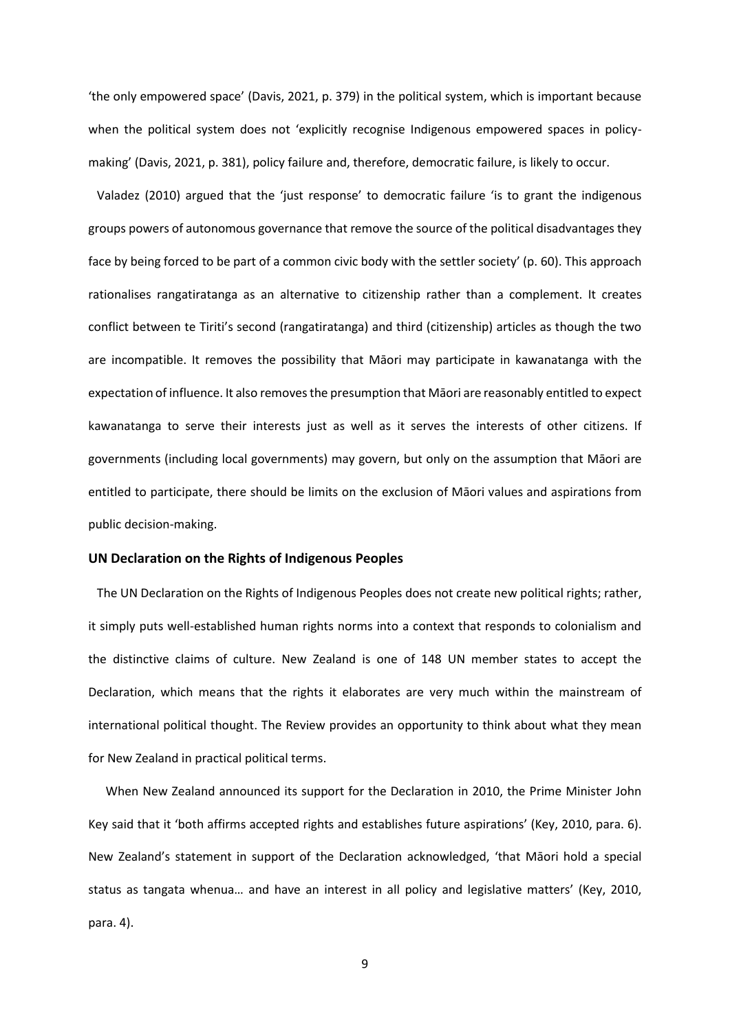'the only empowered space' (Davis, 2021, p. 379) in the political system, which is important because when the political system does not 'explicitly recognise Indigenous empowered spaces in policy-making' (Davis, 2021, p. 381), policy failure and, therefore, democratic failure, is likely to occur.

Valadez (2010) argued that the 'just response' to democratic failure 'is to grant the indigenous groups powers of autonomous governance that remove the source of the political disadvantages they face by being forced to be part of a common civic body with the settler society' (p. 60). This approach rationalises rangatiratanga as an alternative to citizenship rather than a complement. It creates conflict between te Tiriti's second (rangatiratanga) and third (citizenship) articles as though the two are incompatible. It removes the possibility that Māori may participate in kawanatanga with the expectation of influence. It also removes the presumption that Māori are reasonably entitled to expect kawanatanga to serve their interests just as well as it serves the interests of other citizens. If governments (including local governments) may govern, but only on the assumption that Māori are entitled to participate, there should be limits on the exclusion of Māori values and aspirations from public decision-making.

**UN Declaration on the Rights of Indigenous Peoples**

The UN Declaration on the Rights of Indigenous Peoples does not create new political rights; rather, it simply puts well-established human rights norms into a context that responds to colonialism and the distinctive claims of culture. New Zealand is one of 148 UN member states to accept the Declaration, which means that the rights it elaborates are very much within the mainstream of international political thought. The Review provides an opportunity to think about what they mean for New Zealand in practical political terms.

When New Zealand announced its support for the Declaration in 2010, the Prime Minister John Key said that it 'both affirms accepted rights and establishes future aspirations' (Key, 2010, para. 6). New Zealand's statement in support of the Declaration acknowledged, 'that Māori hold a special status as tangata whenua… and have an interest in all policy and legislative matters' (Key, 2010, para. 4).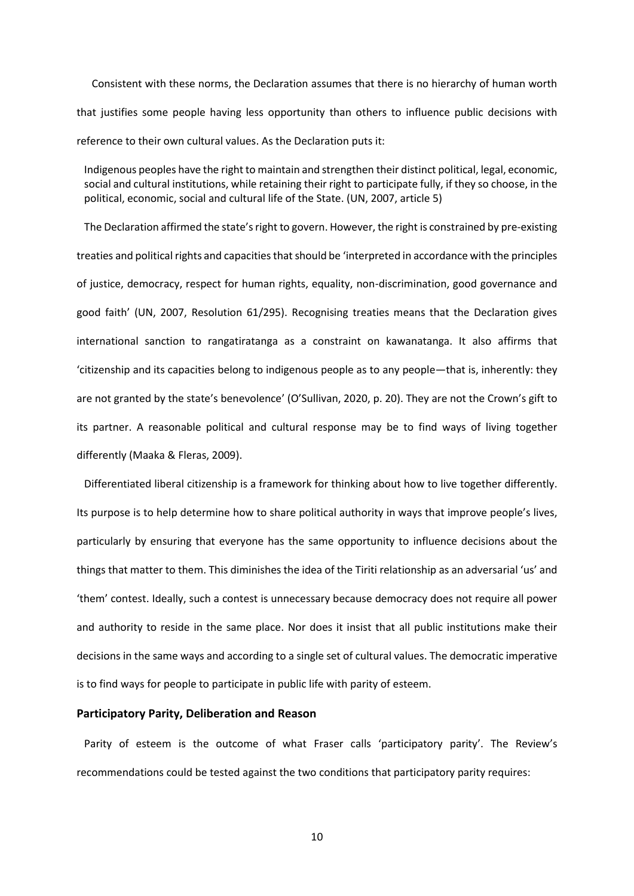Consistent with these norms, the Declaration assumes that there is no hierarchy of human worth that justifies some people having less opportunity than others to influence public decisions with reference to their own cultural values. As the Declaration puts it:

> Indigenous peoples have the right to maintain and strengthen their distinct political, legal, economic, social and cultural institutions, while retaining their right to participate fully, if they so choose, in the political, economic, social and cultural life of the State. (UN, 2007, article 5)

The Declaration affirmed the state's right to govern. However, the right is constrained by pre-existing treaties and political rights and capacities that should be 'interpreted in accordance with the principles of justice, democracy, respect for human rights, equality, non-discrimination, good governance and good faith' (UN, 2007, Resolution 61/295). Recognising treaties means that the Declaration gives international sanction to rangatiratanga as a constraint on kawanatanga. It also affirms that 'citizenship and its capacities belong to indigenous people as to any people—that is, inherently: they are not granted by the state's benevolence' (O'Sullivan, 2020, p. 20). They are not the Crown's gift to its partner. A reasonable political and cultural response may be to find ways of living together differently (Maaka & Fleras, 2009).

Differentiated liberal citizenship is a framework for thinking about how to live together differently. Its purpose is to help determine how to share political authority in ways that improve people's lives, particularly by ensuring that everyone has the same opportunity to influence decisions about the things that matter to them. This diminishes the idea of the Tiriti relationship as an adversarial 'us' and 'them' contest. Ideally, such a contest is unnecessary because democracy does not require all power and authority to reside in the same place. Nor does it insist that all public institutions make their decisions in the same ways and according to a single set of cultural values. The democratic imperative is to find ways for people to participate in public life with parity of esteem.

### Participatory Parity, Deliberation and Reason

Parity of esteem is the outcome of what Fraser calls 'participatory parity'. The Review's recommendations could be tested against the two conditions that participatory parity requires: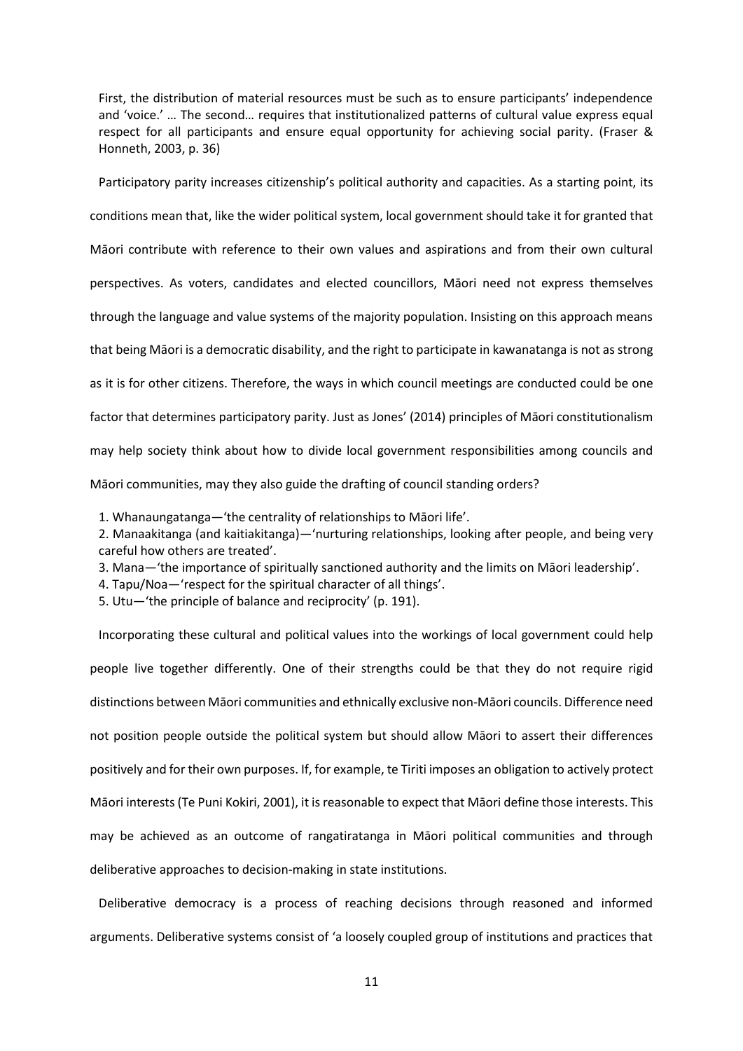> First, the distribution of material resources must be such as to ensure participants' independence and 'voice.' … The second… requires that institutionalized patterns of cultural value express equal respect for all participants and ensure equal opportunity for achieving social parity. (Fraser & Honneth, 2003, p. 36)

Participatory parity increases citizenship's political authority and capacities. As a starting point, its conditions mean that, like the wider political system, local government should take it for granted that Māori contribute with reference to their own values and aspirations and from their own cultural perspectives. As voters, candidates and elected councillors, Māori need not express themselves through the language and value systems of the majority population. Insisting on this approach means that being Māori is a democratic disability, and the right to participate in kawanatanga is not as strong as it is for other citizens. Therefore, the ways in which council meetings are conducted could be one factor that determines participatory parity. Just as Jones' (2014) principles of Māori constitutionalism may help society think about how to divide local government responsibilities among councils and Māori communities, may they also guide the drafting of council standing orders?

> 1. Whanaungatanga—'the centrality of relationships to Māori life'.
> 2. Manaakitanga (and kaitiakitanga)—'nurturing relationships, looking after people, and being very careful how others are treated'.
> 3. Mana—'the importance of spiritually sanctioned authority and the limits on Māori leadership'.
> 4. Tapu/Noa—'respect for the spiritual character of all things'.
> 5. Utu—'the principle of balance and reciprocity' (p. 191).

Incorporating these cultural and political values into the workings of local government could help people live together differently. One of their strengths could be that they do not require rigid distinctions between Māori communities and ethnically exclusive non-Māori councils. Difference need not position people outside the political system but should allow Māori to assert their differences positively and for their own purposes. If, for example, te Tiriti imposes an obligation to actively protect Māori interests (Te Puni Kokiri, 2001), it is reasonable to expect that Māori define those interests. This may be achieved as an outcome of rangatiratanga in Māori political communities and through deliberative approaches to decision-making in state institutions.

Deliberative democracy is a process of reaching decisions through reasoned and informed arguments. Deliberative systems consist of 'a loosely coupled group of institutions and practices that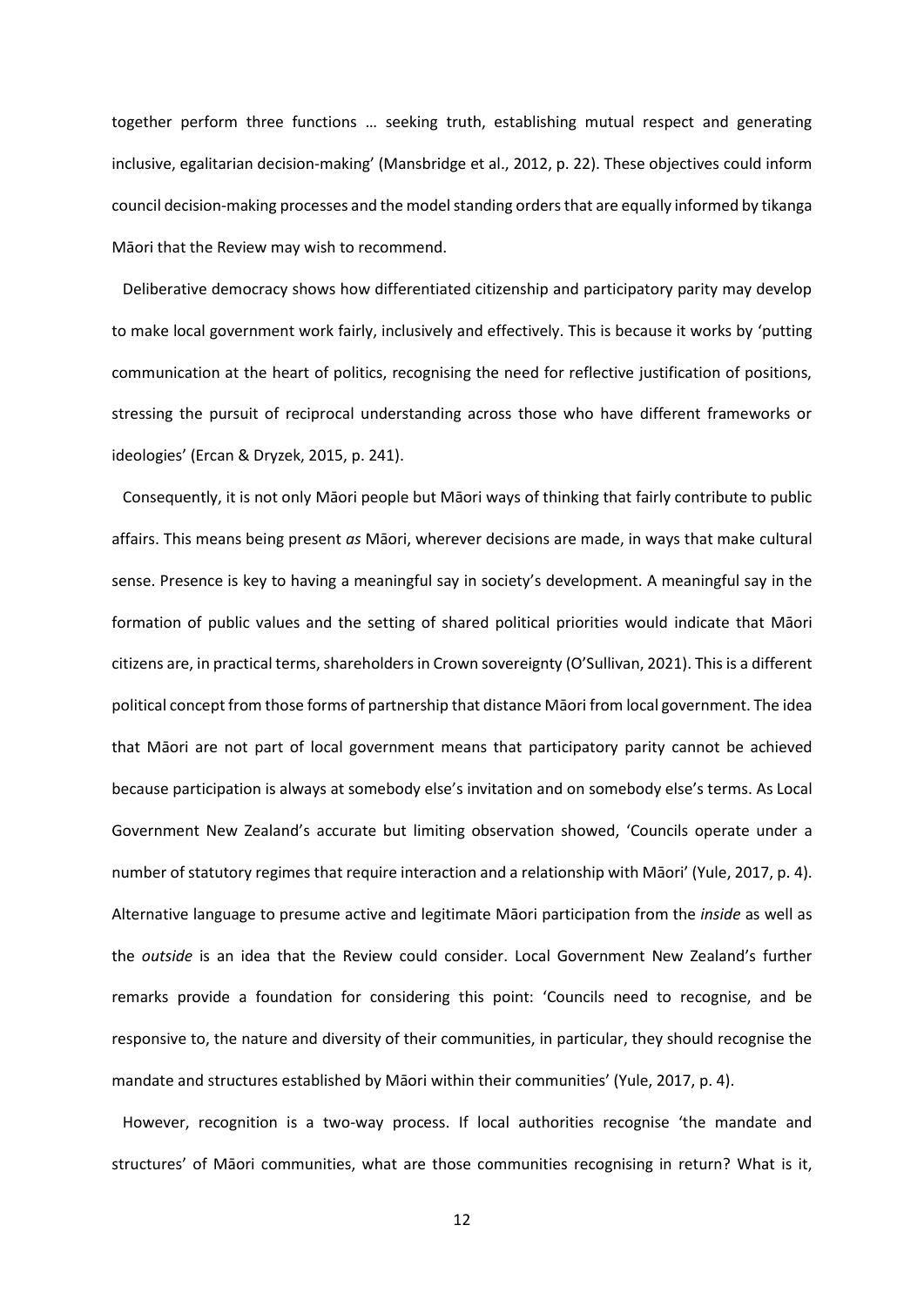together perform three functions … seeking truth, establishing mutual respect and generating inclusive, egalitarian decision-making' (Mansbridge et al., 2012, p. 22). These objectives could inform council decision-making processes and the model standing orders that are equally informed by tikanga Māori that the Review may wish to recommend.

Deliberative democracy shows how differentiated citizenship and participatory parity may develop to make local government work fairly, inclusively and effectively. This is because it works by 'putting communication at the heart of politics, recognising the need for reflective justification of positions, stressing the pursuit of reciprocal understanding across those who have different frameworks or ideologies' (Ercan & Dryzek, 2015, p. 241).

Consequently, it is not only Māori people but Māori ways of thinking that fairly contribute to public affairs. This means being present *as* Māori, wherever decisions are made, in ways that make cultural sense. Presence is key to having a meaningful say in society's development. A meaningful say in the formation of public values and the setting of shared political priorities would indicate that Māori citizens are, in practical terms, shareholders in Crown sovereignty (O'Sullivan, 2021). This is a different political concept from those forms of partnership that distance Māori from local government. The idea that Māori are not part of local government means that participatory parity cannot be achieved because participation is always at somebody else's invitation and on somebody else's terms. As Local Government New Zealand's accurate but limiting observation showed, 'Councils operate under a number of statutory regimes that require interaction and a relationship with Māori' (Yule, 2017, p. 4). Alternative language to presume active and legitimate Māori participation from the *inside* as well as the *outside* is an idea that the Review could consider. Local Government New Zealand's further remarks provide a foundation for considering this point: 'Councils need to recognise, and be responsive to, the nature and diversity of their communities, in particular, they should recognise the mandate and structures established by Māori within their communities' (Yule, 2017, p. 4).

However, recognition is a two-way process. If local authorities recognise 'the mandate and structures' of Māori communities, what are those communities recognising in return? What is it,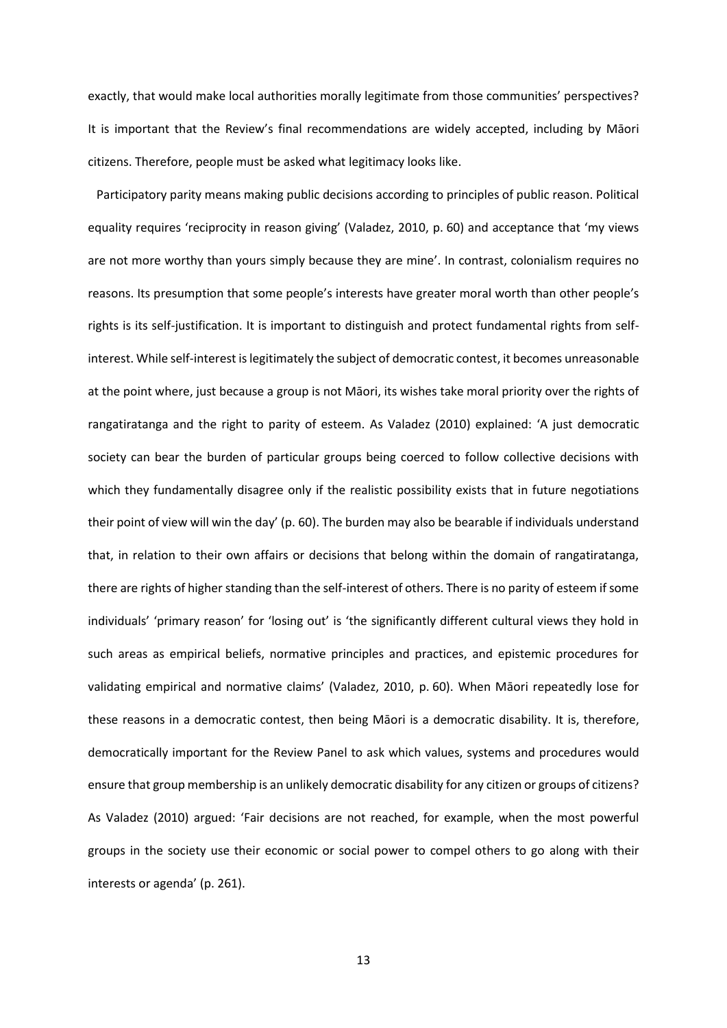exactly, that would make local authorities morally legitimate from those communities' perspectives? It is important that the Review's final recommendations are widely accepted, including by Māori citizens. Therefore, people must be asked what legitimacy looks like.

Participatory parity means making public decisions according to principles of public reason. Political equality requires 'reciprocity in reason giving' (Valadez, 2010, p. 60) and acceptance that 'my views are not more worthy than yours simply because they are mine'. In contrast, colonialism requires no reasons. Its presumption that some people's interests have greater moral worth than other people's rights is its self-justification. It is important to distinguish and protect fundamental rights from self-interest. While self-interest is legitimately the subject of democratic contest, it becomes unreasonable at the point where, just because a group is not Māori, its wishes take moral priority over the rights of rangatiratanga and the right to parity of esteem. As Valadez (2010) explained: 'A just democratic society can bear the burden of particular groups being coerced to follow collective decisions with which they fundamentally disagree only if the realistic possibility exists that in future negotiations their point of view will win the day' (p. 60). The burden may also be bearable if individuals understand that, in relation to their own affairs or decisions that belong within the domain of rangatiratanga, there are rights of higher standing than the self-interest of others. There is no parity of esteem if some individuals' 'primary reason' for 'losing out' is 'the significantly different cultural views they hold in such areas as empirical beliefs, normative principles and practices, and epistemic procedures for validating empirical and normative claims' (Valadez, 2010, p. 60). When Māori repeatedly lose for these reasons in a democratic contest, then being Māori is a democratic disability. It is, therefore, democratically important for the Review Panel to ask which values, systems and procedures would ensure that group membership is an unlikely democratic disability for any citizen or groups of citizens? As Valadez (2010) argued: 'Fair decisions are not reached, for example, when the most powerful groups in the society use their economic or social power to compel others to go along with their interests or agenda' (p. 261).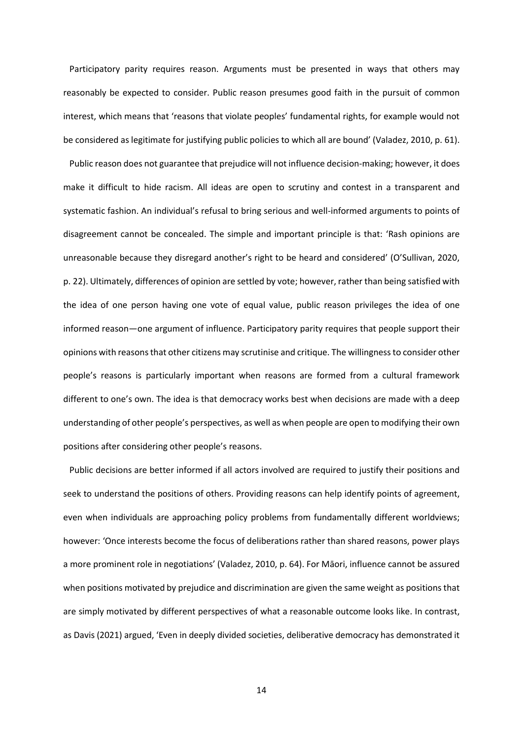Participatory parity requires reason. Arguments must be presented in ways that others may reasonably be expected to consider. Public reason presumes good faith in the pursuit of common interest, which means that 'reasons that violate peoples' fundamental rights, for example would not be considered as legitimate for justifying public policies to which all are bound' (Valadez, 2010, p. 61).

Public reason does not guarantee that prejudice will not influence decision-making; however, it does make it difficult to hide racism. All ideas are open to scrutiny and contest in a transparent and systematic fashion. An individual's refusal to bring serious and well-informed arguments to points of disagreement cannot be concealed. The simple and important principle is that: 'Rash opinions are unreasonable because they disregard another's right to be heard and considered' (O'Sullivan, 2020, p. 22). Ultimately, differences of opinion are settled by vote; however, rather than being satisfied with the idea of one person having one vote of equal value, public reason privileges the idea of one informed reason—one argument of influence. Participatory parity requires that people support their opinions with reasons that other citizens may scrutinise and critique. The willingness to consider other people's reasons is particularly important when reasons are formed from a cultural framework different to one's own. The idea is that democracy works best when decisions are made with a deep understanding of other people's perspectives, as well as when people are open to modifying their own positions after considering other people's reasons.

Public decisions are better informed if all actors involved are required to justify their positions and seek to understand the positions of others. Providing reasons can help identify points of agreement, even when individuals are approaching policy problems from fundamentally different worldviews; however: 'Once interests become the focus of deliberations rather than shared reasons, power plays a more prominent role in negotiations' (Valadez, 2010, p. 64). For Māori, influence cannot be assured when positions motivated by prejudice and discrimination are given the same weight as positions that are simply motivated by different perspectives of what a reasonable outcome looks like. In contrast, as Davis (2021) argued, 'Even in deeply divided societies, deliberative democracy has demonstrated it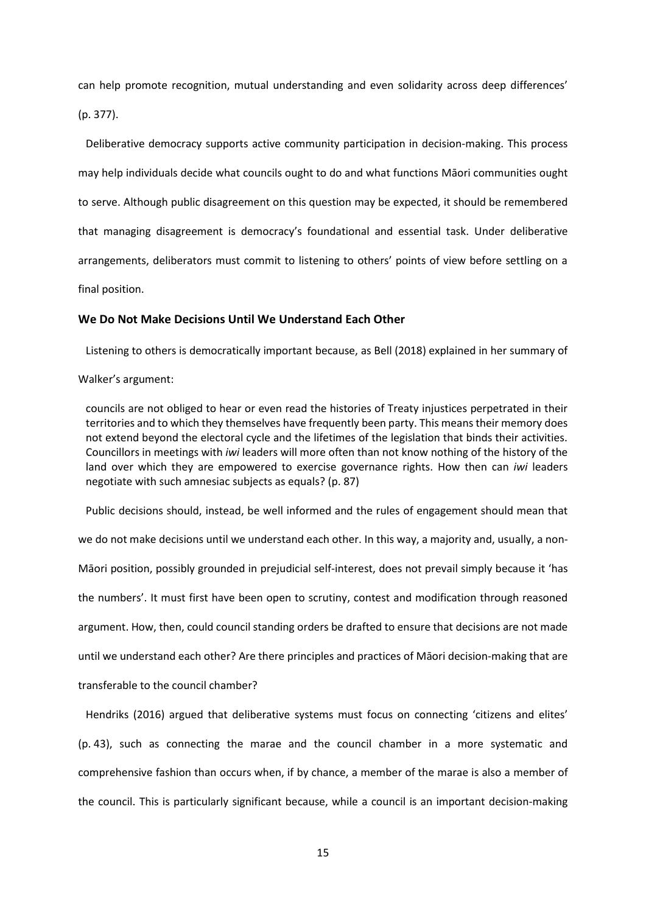can help promote recognition, mutual understanding and even solidarity across deep differences' (p. 377).

Deliberative democracy supports active community participation in decision-making. This process may help individuals decide what councils ought to do and what functions Māori communities ought to serve. Although public disagreement on this question may be expected, it should be remembered that managing disagreement is democracy's foundational and essential task. Under deliberative arrangements, deliberators must commit to listening to others' points of view before settling on a final position.

### We Do Not Make Decisions Until We Understand Each Other

Listening to others is democratically important because, as Bell (2018) explained in her summary of Walker's argument:

> councils are not obliged to hear or even read the histories of Treaty injustices perpetrated in their territories and to which they themselves have frequently been party. This means their memory does not extend beyond the electoral cycle and the lifetimes of the legislation that binds their activities. Councillors in meetings with *iwi* leaders will more often than not know nothing of the history of the land over which they are empowered to exercise governance rights. How then can *iwi* leaders negotiate with such amnesiac subjects as equals? (p. 87)

Public decisions should, instead, be well informed and the rules of engagement should mean that we do not make decisions until we understand each other. In this way, a majority and, usually, a non-Māori position, possibly grounded in prejudicial self-interest, does not prevail simply because it 'has the numbers'. It must first have been open to scrutiny, contest and modification through reasoned argument. How, then, could council standing orders be drafted to ensure that decisions are not made until we understand each other? Are there principles and practices of Māori decision-making that are transferable to the council chamber?

Hendriks (2016) argued that deliberative systems must focus on connecting 'citizens and elites' (p. 43), such as connecting the marae and the council chamber in a more systematic and comprehensive fashion than occurs when, if by chance, a member of the marae is also a member of the council. This is particularly significant because, while a council is an important decision-making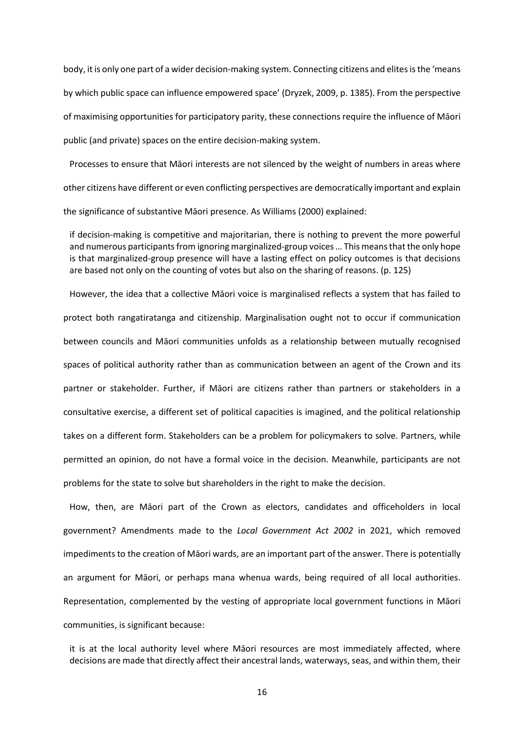body, it is only one part of a wider decision-making system. Connecting citizens and elites is the 'means by which public space can influence empowered space' (Dryzek, 2009, p. 1385). From the perspective of maximising opportunities for participatory parity, these connections require the influence of Māori public (and private) spaces on the entire decision-making system.

Processes to ensure that Māori interests are not silenced by the weight of numbers in areas where other citizens have different or even conflicting perspectives are democratically important and explain the significance of substantive Māori presence. As Williams (2000) explained:

> if decision-making is competitive and majoritarian, there is nothing to prevent the more powerful and numerous participants from ignoring marginalized-group voices … This means that the only hope is that marginalized-group presence will have a lasting effect on policy outcomes is that decisions are based not only on the counting of votes but also on the sharing of reasons. (p. 125)

However, the idea that a collective Māori voice is marginalised reflects a system that has failed to protect both rangatiratanga and citizenship. Marginalisation ought not to occur if communication between councils and Māori communities unfolds as a relationship between mutually recognised spaces of political authority rather than as communication between an agent of the Crown and its partner or stakeholder. Further, if Māori are citizens rather than partners or stakeholders in a consultative exercise, a different set of political capacities is imagined, and the political relationship takes on a different form. Stakeholders can be a problem for policymakers to solve. Partners, while permitted an opinion, do not have a formal voice in the decision. Meanwhile, participants are not problems for the state to solve but shareholders in the right to make the decision.

How, then, are Māori part of the Crown as electors, candidates and officeholders in local government? Amendments made to the *Local Government Act 2002* in 2021, which removed impediments to the creation of Māori wards, are an important part of the answer. There is potentially an argument for Māori, or perhaps mana whenua wards, being required of all local authorities. Representation, complemented by the vesting of appropriate local government functions in Māori communities, is significant because:

> it is at the local authority level where Māori resources are most immediately affected, where decisions are made that directly affect their ancestral lands, waterways, seas, and within them, their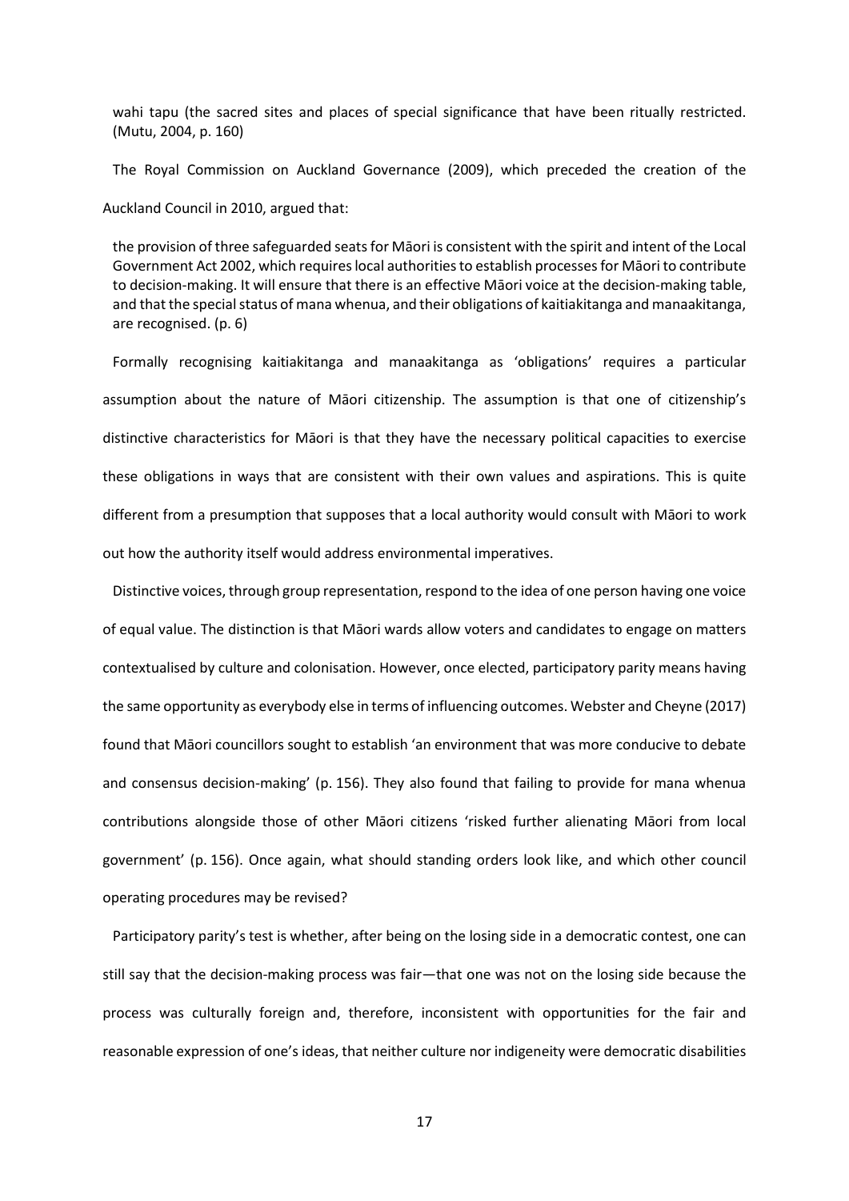> wahi tapu (the sacred sites and places of special significance that have been ritually restricted. (Mutu, 2004, p. 160)

The Royal Commission on Auckland Governance (2009), which preceded the creation of the Auckland Council in 2010, argued that:

> the provision of three safeguarded seats for Māori is consistent with the spirit and intent of the Local Government Act 2002, which requires local authorities to establish processes for Māori to contribute to decision-making. It will ensure that there is an effective Māori voice at the decision-making table, and that the special status of mana whenua, and their obligations of kaitiakitanga and manaakitanga, are recognised. (p. 6)

Formally recognising kaitiakitanga and manaakitanga as 'obligations' requires a particular assumption about the nature of Māori citizenship. The assumption is that one of citizenship's distinctive characteristics for Māori is that they have the necessary political capacities to exercise these obligations in ways that are consistent with their own values and aspirations. This is quite different from a presumption that supposes that a local authority would consult with Māori to work out how the authority itself would address environmental imperatives.

Distinctive voices, through group representation, respond to the idea of one person having one voice of equal value. The distinction is that Māori wards allow voters and candidates to engage on matters contextualised by culture and colonisation. However, once elected, participatory parity means having the same opportunity as everybody else in terms of influencing outcomes. Webster and Cheyne (2017) found that Māori councillors sought to establish 'an environment that was more conducive to debate and consensus decision-making' (p. 156). They also found that failing to provide for mana whenua contributions alongside those of other Māori citizens 'risked further alienating Māori from local government' (p. 156). Once again, what should standing orders look like, and which other council operating procedures may be revised?

Participatory parity's test is whether, after being on the losing side in a democratic contest, one can still say that the decision-making process was fair—that one was not on the losing side because the process was culturally foreign and, therefore, inconsistent with opportunities for the fair and reasonable expression of one's ideas, that neither culture nor indigeneity were democratic disabilities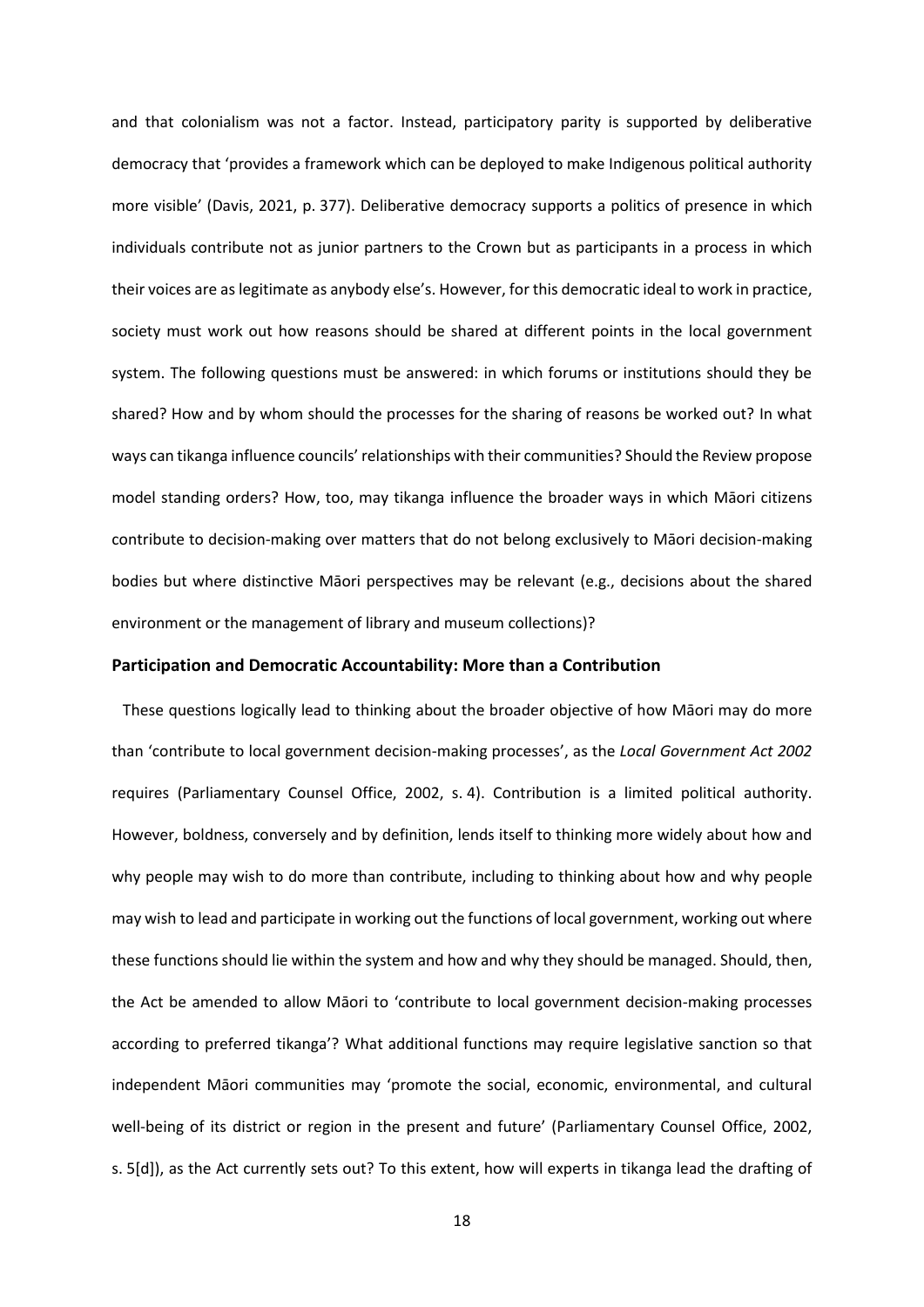and that colonialism was not a factor. Instead, participatory parity is supported by deliberative democracy that 'provides a framework which can be deployed to make Indigenous political authority more visible' (Davis, 2021, p. 377). Deliberative democracy supports a politics of presence in which individuals contribute not as junior partners to the Crown but as participants in a process in which their voices are as legitimate as anybody else's. However, for this democratic ideal to work in practice, society must work out how reasons should be shared at different points in the local government system. The following questions must be answered: in which forums or institutions should they be shared? How and by whom should the processes for the sharing of reasons be worked out? In what ways can tikanga influence councils' relationships with their communities? Should the Review propose model standing orders? How, too, may tikanga influence the broader ways in which Māori citizens contribute to decision-making over matters that do not belong exclusively to Māori decision-making bodies but where distinctive Māori perspectives may be relevant (e.g., decisions about the shared environment or the management of library and museum collections)?

### Participation and Democratic Accountability: More than a Contribution

These questions logically lead to thinking about the broader objective of how Māori may do more than 'contribute to local government decision-making processes', as the *Local Government Act 2002* requires (Parliamentary Counsel Office, 2002, s. 4). Contribution is a limited political authority. However, boldness, conversely and by definition, lends itself to thinking more widely about how and why people may wish to do more than contribute, including to thinking about how and why people may wish to lead and participate in working out the functions of local government, working out where these functions should lie within the system and how and why they should be managed. Should, then, the Act be amended to allow Māori to 'contribute to local government decision-making processes according to preferred tikanga'? What additional functions may require legislative sanction so that independent Māori communities may 'promote the social, economic, environmental, and cultural well-being of its district or region in the present and future' (Parliamentary Counsel Office, 2002, s. 5[d]), as the Act currently sets out? To this extent, how will experts in tikanga lead the drafting of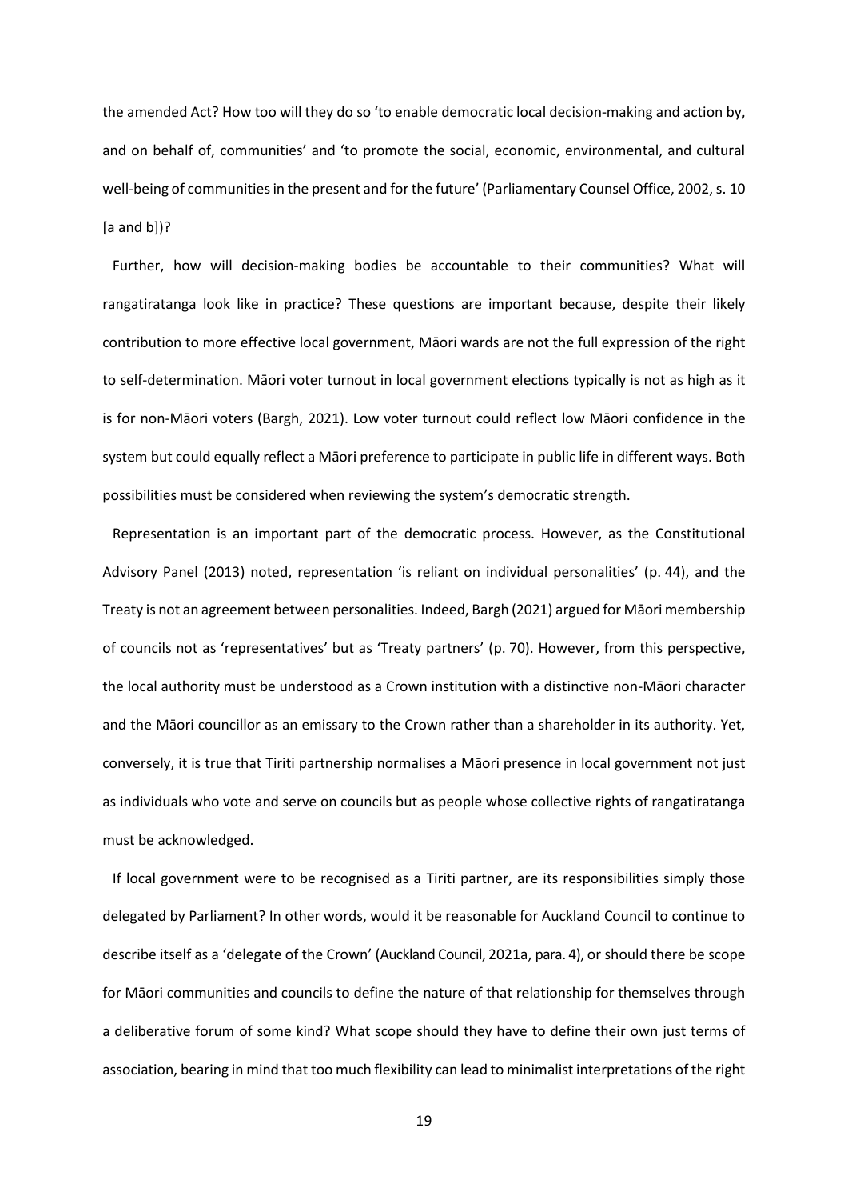the amended Act? How too will they do so 'to enable democratic local decision-making and action by, and on behalf of, communities' and 'to promote the social, economic, environmental, and cultural well-being of communities in the present and for the future' (Parliamentary Counsel Office, 2002, s. 10 [a and b])?

Further, how will decision-making bodies be accountable to their communities? What will rangatiratanga look like in practice? These questions are important because, despite their likely contribution to more effective local government, Māori wards are not the full expression of the right to self-determination. Māori voter turnout in local government elections typically is not as high as it is for non-Māori voters (Bargh, 2021). Low voter turnout could reflect low Māori confidence in the system but could equally reflect a Māori preference to participate in public life in different ways. Both possibilities must be considered when reviewing the system's democratic strength.

Representation is an important part of the democratic process. However, as the Constitutional Advisory Panel (2013) noted, representation 'is reliant on individual personalities' (p. 44), and the Treaty is not an agreement between personalities. Indeed, Bargh (2021) argued for Māori membership of councils not as 'representatives' but as 'Treaty partners' (p. 70). However, from this perspective, the local authority must be understood as a Crown institution with a distinctive non-Māori character and the Māori councillor as an emissary to the Crown rather than a shareholder in its authority. Yet, conversely, it is true that Tiriti partnership normalises a Māori presence in local government not just as individuals who vote and serve on councils but as people whose collective rights of rangatiratanga must be acknowledged.

If local government were to be recognised as a Tiriti partner, are its responsibilities simply those delegated by Parliament? In other words, would it be reasonable for Auckland Council to continue to describe itself as a 'delegate of the Crown' (Auckland Council, 2021a, para. 4), or should there be scope for Māori communities and councils to define the nature of that relationship for themselves through a deliberative forum of some kind? What scope should they have to define their own just terms of association, bearing in mind that too much flexibility can lead to minimalist interpretations of the right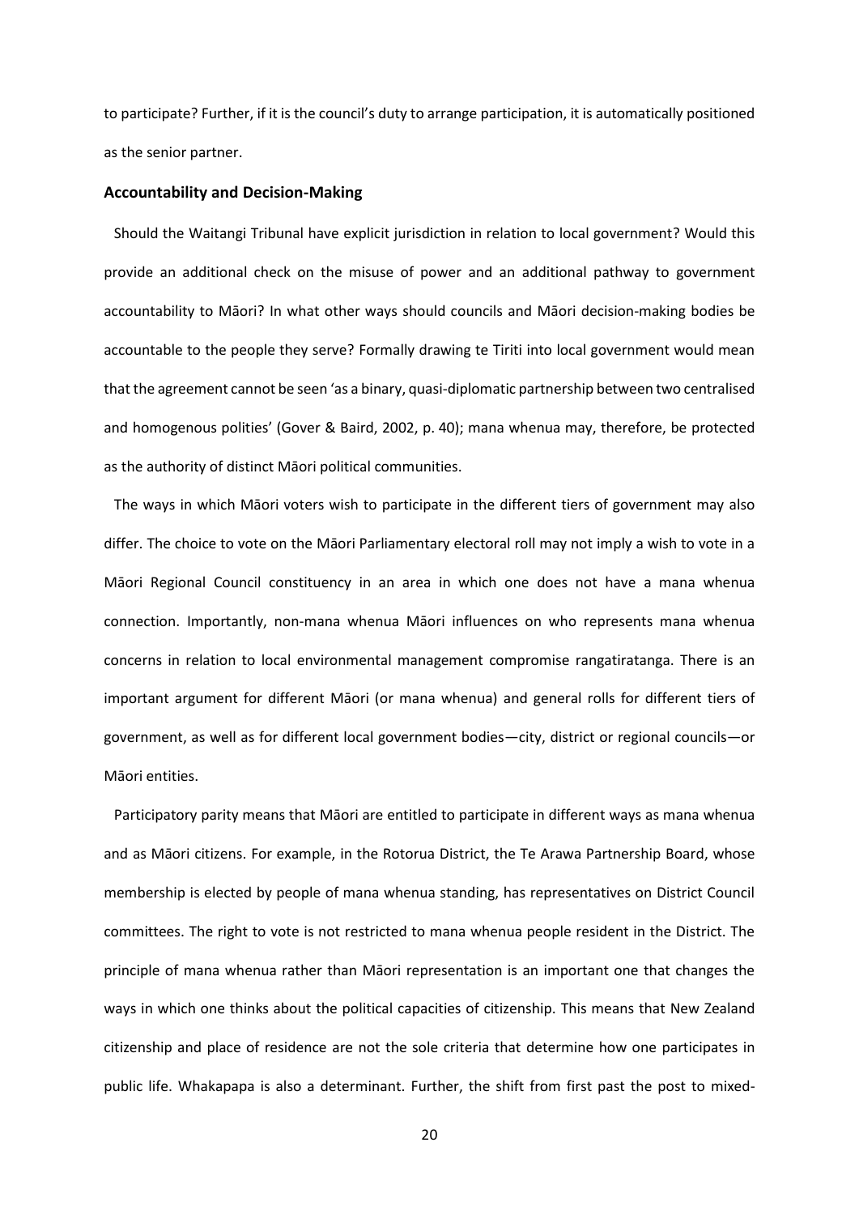to participate? Further, if it is the council's duty to arrange participation, it is automatically positioned as the senior partner.

### Accountability and Decision-Making

Should the Waitangi Tribunal have explicit jurisdiction in relation to local government? Would this provide an additional check on the misuse of power and an additional pathway to government accountability to Māori? In what other ways should councils and Māori decision-making bodies be accountable to the people they serve? Formally drawing te Tiriti into local government would mean that the agreement cannot be seen 'as a binary, quasi-diplomatic partnership between two centralised and homogenous polities' (Gover & Baird, 2002, p. 40); mana whenua may, therefore, be protected as the authority of distinct Māori political communities.

The ways in which Māori voters wish to participate in the different tiers of government may also differ. The choice to vote on the Māori Parliamentary electoral roll may not imply a wish to vote in a Māori Regional Council constituency in an area in which one does not have a mana whenua connection. Importantly, non-mana whenua Māori influences on who represents mana whenua concerns in relation to local environmental management compromise rangatiratanga. There is an important argument for different Māori (or mana whenua) and general rolls for different tiers of government, as well as for different local government bodies—city, district or regional councils—or Māori entities.

Participatory parity means that Māori are entitled to participate in different ways as mana whenua and as Māori citizens. For example, in the Rotorua District, the Te Arawa Partnership Board, whose membership is elected by people of mana whenua standing, has representatives on District Council committees. The right to vote is not restricted to mana whenua people resident in the District. The principle of mana whenua rather than Māori representation is an important one that changes the ways in which one thinks about the political capacities of citizenship. This means that New Zealand citizenship and place of residence are not the sole criteria that determine how one participates in public life. Whakapapa is also a determinant. Further, the shift from first past the post to mixed-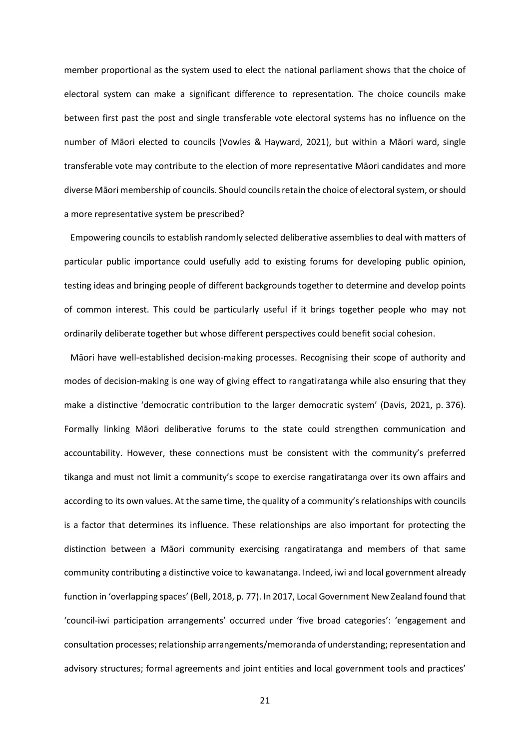member proportional as the system used to elect the national parliament shows that the choice of electoral system can make a significant difference to representation. The choice councils make between first past the post and single transferable vote electoral systems has no influence on the number of Māori elected to councils (Vowles & Hayward, 2021), but within a Māori ward, single transferable vote may contribute to the election of more representative Māori candidates and more diverse Māori membership of councils. Should councils retain the choice of electoral system, or should a more representative system be prescribed?

Empowering councils to establish randomly selected deliberative assemblies to deal with matters of particular public importance could usefully add to existing forums for developing public opinion, testing ideas and bringing people of different backgrounds together to determine and develop points of common interest. This could be particularly useful if it brings together people who may not ordinarily deliberate together but whose different perspectives could benefit social cohesion.

Māori have well-established decision-making processes. Recognising their scope of authority and modes of decision-making is one way of giving effect to rangatiratanga while also ensuring that they make a distinctive 'democratic contribution to the larger democratic system' (Davis, 2021, p. 376). Formally linking Māori deliberative forums to the state could strengthen communication and accountability. However, these connections must be consistent with the community's preferred tikanga and must not limit a community's scope to exercise rangatiratanga over its own affairs and according to its own values. At the same time, the quality of a community's relationships with councils is a factor that determines its influence. These relationships are also important for protecting the distinction between a Māori community exercising rangatiratanga and members of that same community contributing a distinctive voice to kawanatanga. Indeed, iwi and local government already function in 'overlapping spaces' (Bell, 2018, p. 77). In 2017, Local Government New Zealand found that 'council-iwi participation arrangements' occurred under 'five broad categories': 'engagement and consultation processes; relationship arrangements/memoranda of understanding; representation and advisory structures; formal agreements and joint entities and local government tools and practices'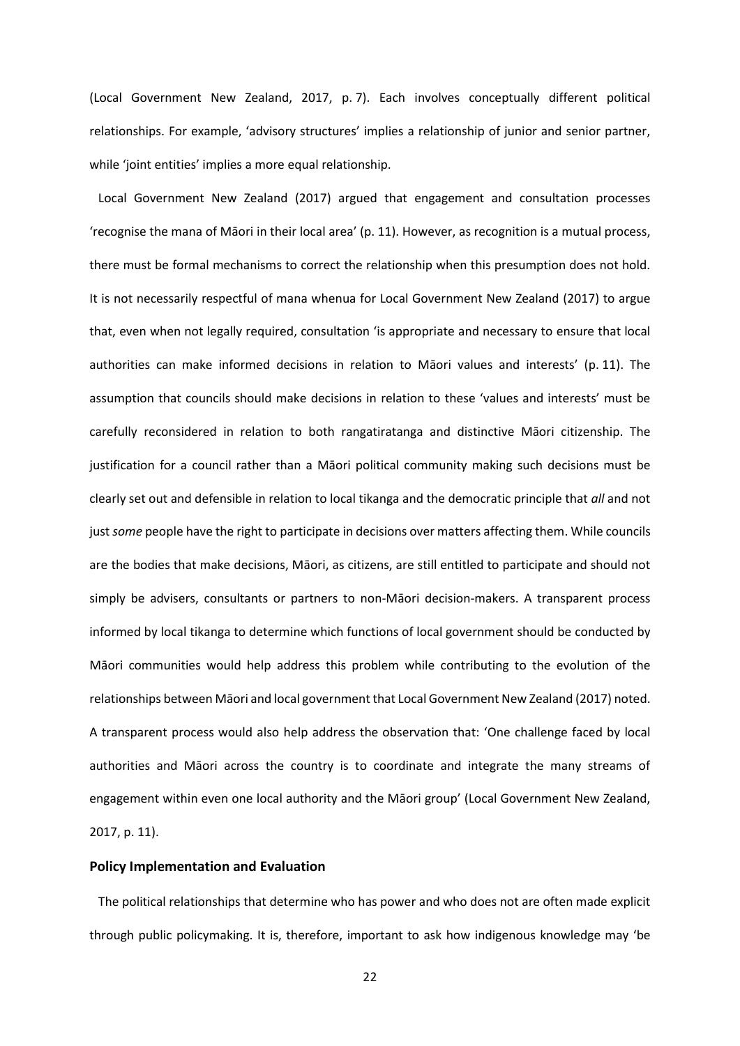(Local Government New Zealand, 2017, p. 7). Each involves conceptually different political relationships. For example, 'advisory structures' implies a relationship of junior and senior partner, while 'joint entities' implies a more equal relationship.

Local Government New Zealand (2017) argued that engagement and consultation processes 'recognise the mana of Māori in their local area' (p. 11). However, as recognition is a mutual process, there must be formal mechanisms to correct the relationship when this presumption does not hold. It is not necessarily respectful of mana whenua for Local Government New Zealand (2017) to argue that, even when not legally required, consultation 'is appropriate and necessary to ensure that local authorities can make informed decisions in relation to Māori values and interests' (p. 11). The assumption that councils should make decisions in relation to these 'values and interests' must be carefully reconsidered in relation to both rangatiratanga and distinctive Māori citizenship. The justification for a council rather than a Māori political community making such decisions must be clearly set out and defensible in relation to local tikanga and the democratic principle that *all* and not just *some* people have the right to participate in decisions over matters affecting them. While councils are the bodies that make decisions, Māori, as citizens, are still entitled to participate and should not simply be advisers, consultants or partners to non-Māori decision-makers. A transparent process informed by local tikanga to determine which functions of local government should be conducted by Māori communities would help address this problem while contributing to the evolution of the relationships between Māori and local government that Local Government New Zealand (2017) noted. A transparent process would also help address the observation that: 'One challenge faced by local authorities and Māori across the country is to coordinate and integrate the many streams of engagement within even one local authority and the Māori group' (Local Government New Zealand, 2017, p. 11).

**Policy Implementation and Evaluation**

The political relationships that determine who has power and who does not are often made explicit through public policymaking. It is, therefore, important to ask how indigenous knowledge may 'be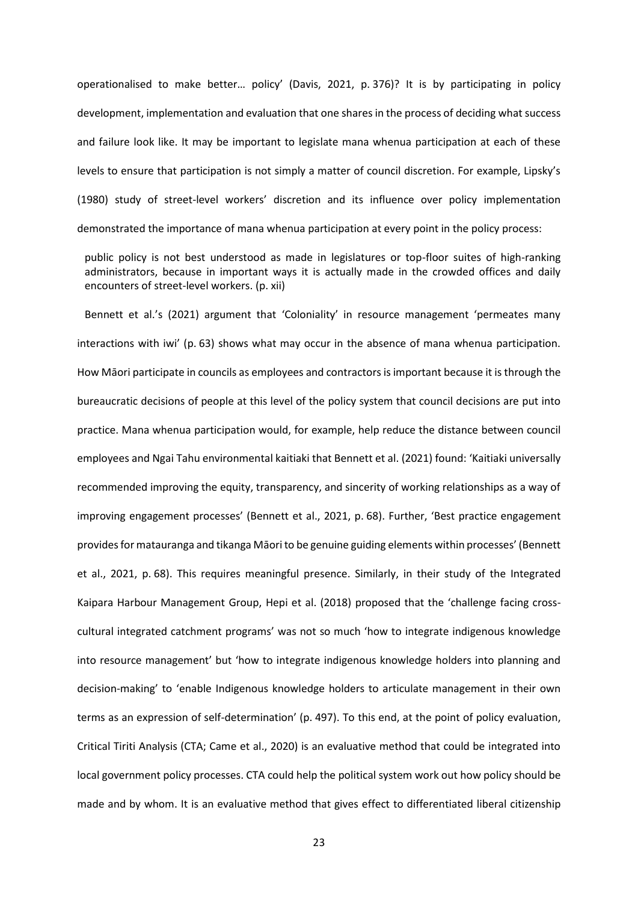operationalised to make better… policy' (Davis, 2021, p. 376)? It is by participating in policy development, implementation and evaluation that one shares in the process of deciding what success and failure look like. It may be important to legislate mana whenua participation at each of these levels to ensure that participation is not simply a matter of council discretion. For example, Lipsky's (1980) study of street-level workers' discretion and its influence over policy implementation demonstrated the importance of mana whenua participation at every point in the policy process:

> public policy is not best understood as made in legislatures or top-floor suites of high-ranking administrators, because in important ways it is actually made in the crowded offices and daily encounters of street-level workers. (p. xii)

Bennett et al.'s (2021) argument that 'Coloniality' in resource management 'permeates many interactions with iwi' (p. 63) shows what may occur in the absence of mana whenua participation. How Māori participate in councils as employees and contractors is important because it is through the bureaucratic decisions of people at this level of the policy system that council decisions are put into practice. Mana whenua participation would, for example, help reduce the distance between council employees and Ngai Tahu environmental kaitiaki that Bennett et al. (2021) found: 'Kaitiaki universally recommended improving the equity, transparency, and sincerity of working relationships as a way of improving engagement processes' (Bennett et al., 2021, p. 68). Further, 'Best practice engagement provides for matauranga and tikanga Māori to be genuine guiding elements within processes' (Bennett et al., 2021, p. 68). This requires meaningful presence. Similarly, in their study of the Integrated Kaipara Harbour Management Group, Hepi et al. (2018) proposed that the 'challenge facing cross-cultural integrated catchment programs' was not so much 'how to integrate indigenous knowledge into resource management' but 'how to integrate indigenous knowledge holders into planning and decision-making' to 'enable Indigenous knowledge holders to articulate management in their own terms as an expression of self-determination' (p. 497). To this end, at the point of policy evaluation, Critical Tiriti Analysis (CTA; Came et al., 2020) is an evaluative method that could be integrated into local government policy processes. CTA could help the political system work out how policy should be made and by whom. It is an evaluative method that gives effect to differentiated liberal citizenship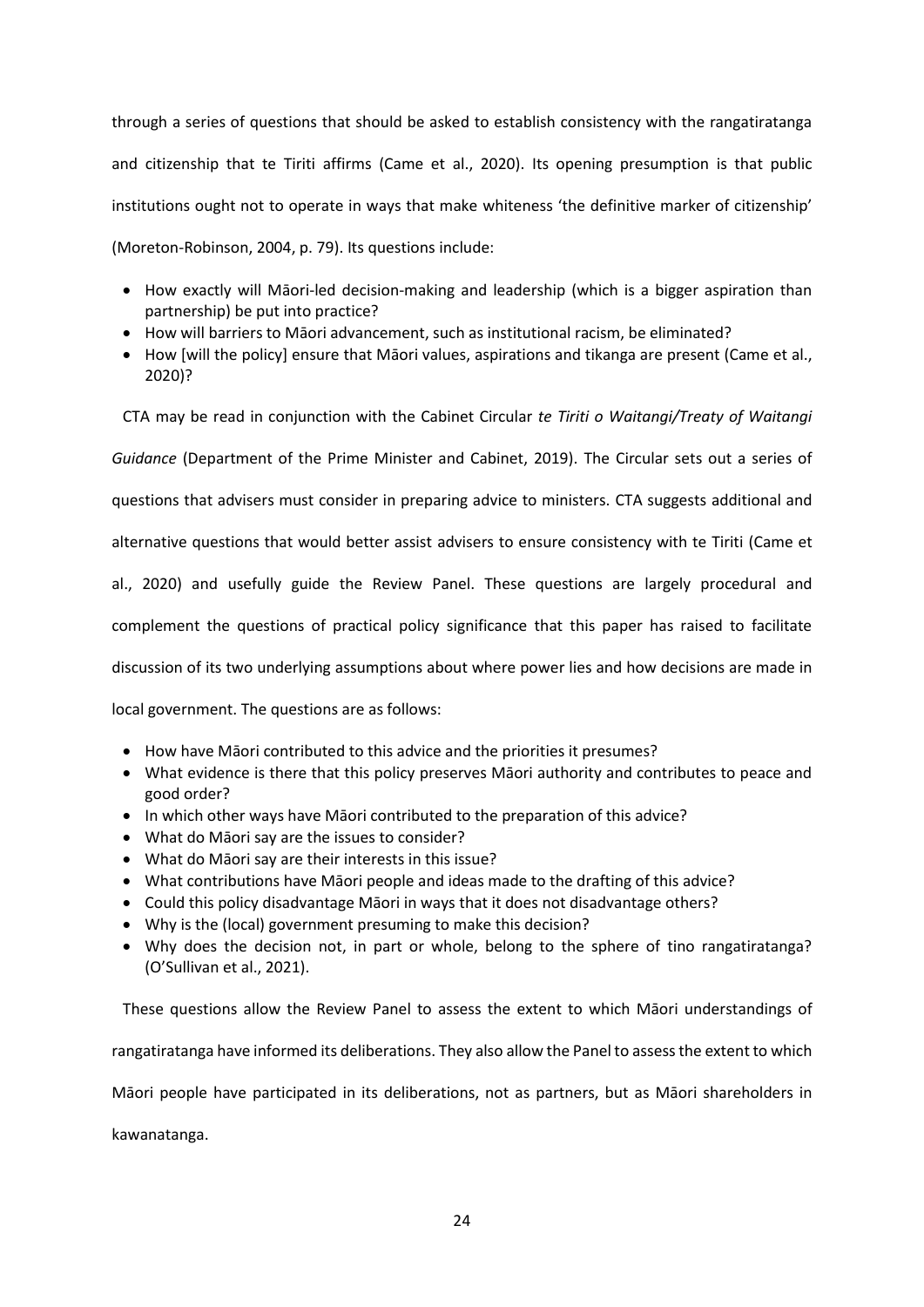through a series of questions that should be asked to establish consistency with the rangatiratanga and citizenship that te Tiriti affirms (Came et al., 2020). Its opening presumption is that public institutions ought not to operate in ways that make whiteness 'the definitive marker of citizenship' (Moreton-Robinson, 2004, p. 79). Its questions include:

- How exactly will Māori-led decision-making and leadership (which is a bigger aspiration than partnership) be put into practice?
- How will barriers to Māori advancement, such as institutional racism, be eliminated?
- How [will the policy] ensure that Māori values, aspirations and tikanga are present (Came et al., 2020)?

CTA may be read in conjunction with the Cabinet Circular *te Tiriti o Waitangi/Treaty of Waitangi Guidance* (Department of the Prime Minister and Cabinet, 2019). The Circular sets out a series of questions that advisers must consider in preparing advice to ministers. CTA suggests additional and alternative questions that would better assist advisers to ensure consistency with te Tiriti (Came et al., 2020) and usefully guide the Review Panel. These questions are largely procedural and complement the questions of practical policy significance that this paper has raised to facilitate discussion of its two underlying assumptions about where power lies and how decisions are made in local government. The questions are as follows:

- How have Māori contributed to this advice and the priorities it presumes?
- What evidence is there that this policy preserves Māori authority and contributes to peace and good order?
- In which other ways have Māori contributed to the preparation of this advice?
- What do Māori say are the issues to consider?
- What do Māori say are their interests in this issue?
- What contributions have Māori people and ideas made to the drafting of this advice?
- Could this policy disadvantage Māori in ways that it does not disadvantage others?
- Why is the (local) government presuming to make this decision?
- Why does the decision not, in part or whole, belong to the sphere of tino rangatiratanga? (O'Sullivan et al., 2021).

These questions allow the Review Panel to assess the extent to which Māori understandings of rangatiratanga have informed its deliberations. They also allow the Panel to assess the extent to which Māori people have participated in its deliberations, not as partners, but as Māori shareholders in kawanatanga.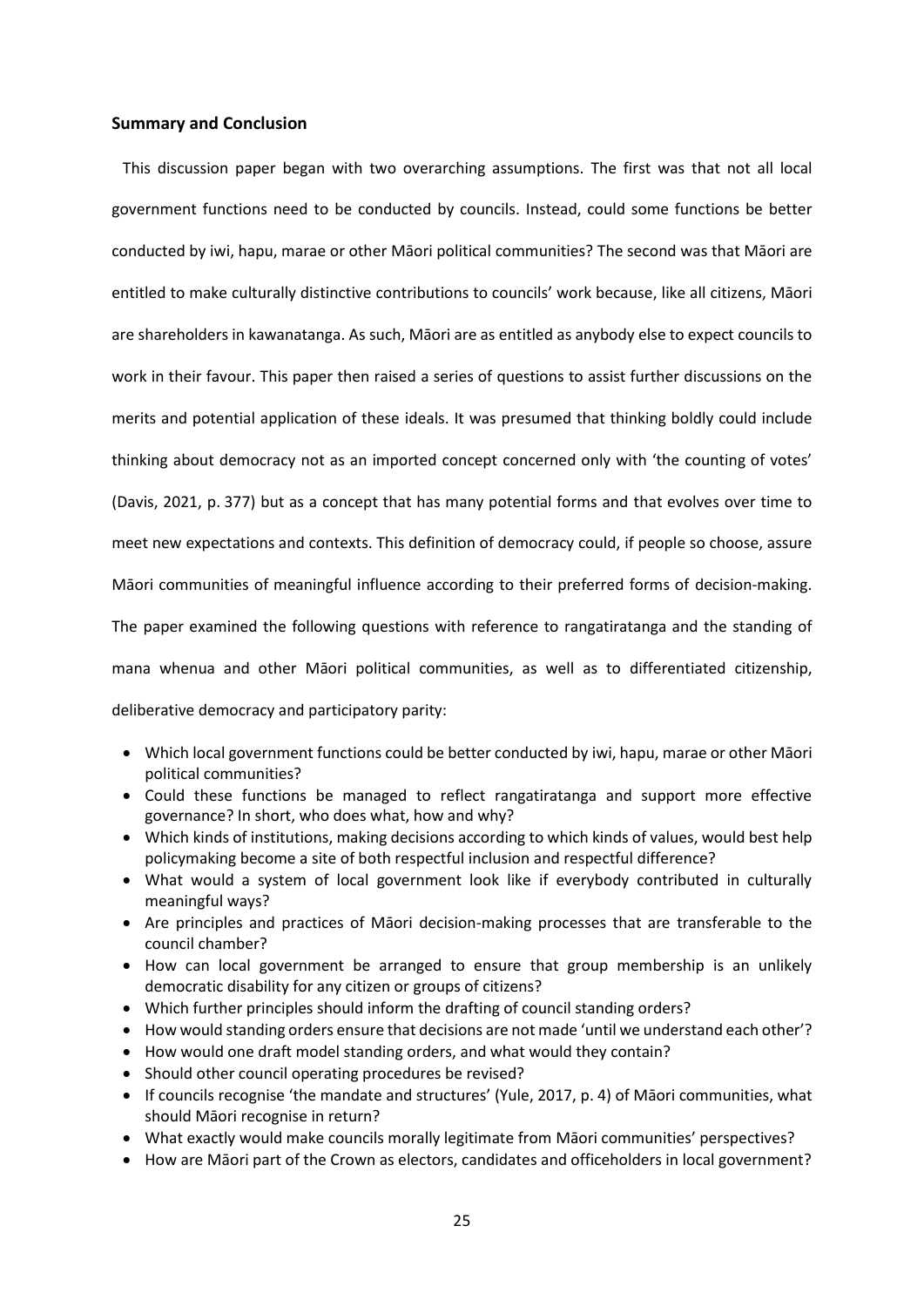## Summary and Conclusion

This discussion paper began with two overarching assumptions. The first was that not all local government functions need to be conducted by councils. Instead, could some functions be better conducted by iwi, hapu, marae or other Māori political communities? The second was that Māori are entitled to make culturally distinctive contributions to councils' work because, like all citizens, Māori are shareholders in kawanatanga. As such, Māori are as entitled as anybody else to expect councils to work in their favour. This paper then raised a series of questions to assist further discussions on the merits and potential application of these ideals. It was presumed that thinking boldly could include thinking about democracy not as an imported concept concerned only with 'the counting of votes' (Davis, 2021, p. 377) but as a concept that has many potential forms and that evolves over time to meet new expectations and contexts. This definition of democracy could, if people so choose, assure Māori communities of meaningful influence according to their preferred forms of decision-making. The paper examined the following questions with reference to rangatiratanga and the standing of mana whenua and other Māori political communities, as well as to differentiated citizenship, deliberative democracy and participatory parity:

- Which local government functions could be better conducted by iwi, hapu, marae or other Māori political communities?
- Could these functions be managed to reflect rangatiratanga and support more effective governance? In short, who does what, how and why?
- Which kinds of institutions, making decisions according to which kinds of values, would best help policymaking become a site of both respectful inclusion and respectful difference?
- What would a system of local government look like if everybody contributed in culturally meaningful ways?
- Are principles and practices of Māori decision-making processes that are transferable to the council chamber?
- How can local government be arranged to ensure that group membership is an unlikely democratic disability for any citizen or groups of citizens?
- Which further principles should inform the drafting of council standing orders?
- How would standing orders ensure that decisions are not made 'until we understand each other'?
- How would one draft model standing orders, and what would they contain?
- Should other council operating procedures be revised?
- If councils recognise 'the mandate and structures' (Yule, 2017, p. 4) of Māori communities, what should Māori recognise in return?
- What exactly would make councils morally legitimate from Māori communities' perspectives?
- How are Māori part of the Crown as electors, candidates and officeholders in local government?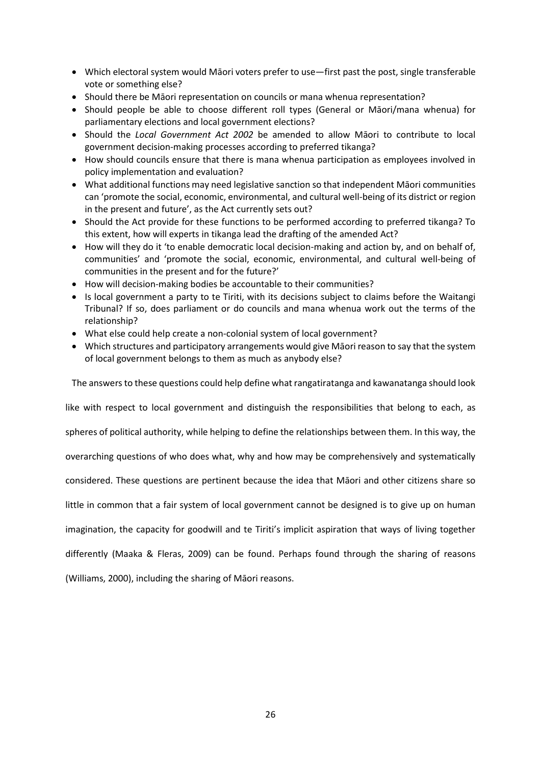- Which electoral system would Māori voters prefer to use—first past the post, single transferable vote or something else?
- Should there be Māori representation on councils or mana whenua representation?
- Should people be able to choose different roll types (General or Māori/mana whenua) for parliamentary elections and local government elections?
- Should the *Local Government Act 2002* be amended to allow Māori to contribute to local government decision-making processes according to preferred tikanga?
- How should councils ensure that there is mana whenua participation as employees involved in policy implementation and evaluation?
- What additional functions may need legislative sanction so that independent Māori communities can 'promote the social, economic, environmental, and cultural well-being of its district or region in the present and future', as the Act currently sets out?
- Should the Act provide for these functions to be performed according to preferred tikanga? To this extent, how will experts in tikanga lead the drafting of the amended Act?
- How will they do it 'to enable democratic local decision-making and action by, and on behalf of, communities' and 'promote the social, economic, environmental, and cultural well-being of communities in the present and for the future?'
- How will decision-making bodies be accountable to their communities?
- Is local government a party to te Tiriti, with its decisions subject to claims before the Waitangi Tribunal? If so, does parliament or do councils and mana whenua work out the terms of the relationship?
- What else could help create a non-colonial system of local government?
- Which structures and participatory arrangements would give Māori reason to say that the system of local government belongs to them as much as anybody else?

The answers to these questions could help define what rangatiratanga and kawanatanga should look like with respect to local government and distinguish the responsibilities that belong to each, as spheres of political authority, while helping to define the relationships between them. In this way, the overarching questions of who does what, why and how may be comprehensively and systematically considered. These questions are pertinent because the idea that Māori and other citizens share so little in common that a fair system of local government cannot be designed is to give up on human imagination, the capacity for goodwill and te Tiriti's implicit aspiration that ways of living together differently (Maaka & Fleras, 2009) can be found. Perhaps found through the sharing of reasons (Williams, 2000), including the sharing of Māori reasons.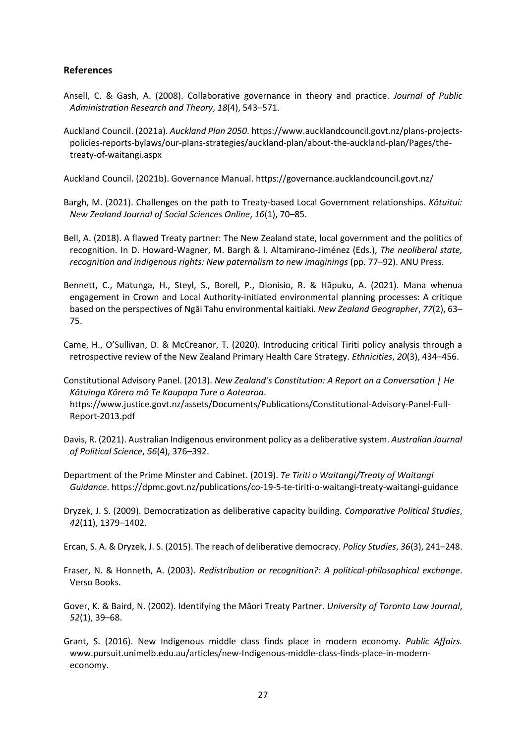## References

Ansell, C. & Gash, A. (2008). Collaborative governance in theory and practice. *Journal of Public Administration Research and Theory*, *18*(4), 543–571.

Auckland Council. (2021a). *Auckland Plan 2050*. https://www.aucklandcouncil.govt.nz/plans-projects-policies-reports-bylaws/our-plans-strategies/auckland-plan/about-the-auckland-plan/Pages/the-treaty-of-waitangi.aspx

Auckland Council. (2021b). Governance Manual. https://governance.aucklandcouncil.govt.nz/

Bargh, M. (2021). Challenges on the path to Treaty-based Local Government relationships. *Kōtuitui: New Zealand Journal of Social Sciences Online*, *16*(1), 70–85.

Bell, A. (2018). A flawed Treaty partner: The New Zealand state, local government and the politics of recognition. In D. Howard-Wagner, M. Bargh & I. Altamirano-Jiménez (Eds.), *The neoliberal state, recognition and indigenous rights: New paternalism to new imaginings* (pp. 77–92). ANU Press.

Bennett, C., Matunga, H., Steyl, S., Borell, P., Dionisio, R. & Hāpuku, A. (2021). Mana whenua engagement in Crown and Local Authority-initiated environmental planning processes: A critique based on the perspectives of Ngāi Tahu environmental kaitiaki. *New Zealand Geographer*, *77*(2), 63–75.

Came, H., O'Sullivan, D. & McCreanor, T. (2020). Introducing critical Tiriti policy analysis through a retrospective review of the New Zealand Primary Health Care Strategy. *Ethnicities*, *20*(3), 434–456.

Constitutional Advisory Panel. (2013). *New Zealand's Constitution: A Report on a Conversation | He Kōtuinga Kōrero mō Te Kaupapa Ture o Aotearoa*. https://www.justice.govt.nz/assets/Documents/Publications/Constitutional-Advisory-Panel-Full-Report-2013.pdf

Davis, R. (2021). Australian Indigenous environment policy as a deliberative system. *Australian Journal of Political Science*, *56*(4), 376–392.

Department of the Prime Minster and Cabinet. (2019). *Te Tiriti o Waitangi/Treaty of Waitangi Guidance*. https://dpmc.govt.nz/publications/co-19-5-te-tiriti-o-waitangi-treaty-waitangi-guidance

Dryzek, J. S. (2009). Democratization as deliberative capacity building. *Comparative Political Studies*, *42*(11), 1379–1402.

Ercan, S. A. & Dryzek, J. S. (2015). The reach of deliberative democracy. *Policy Studies*, *36*(3), 241–248.

Fraser, N. & Honneth, A. (2003). *Redistribution or recognition?: A political-philosophical exchange*. Verso Books.

Gover, K. & Baird, N. (2002). Identifying the Māori Treaty Partner. *University of Toronto Law Journal*, *52*(1), 39–68.

Grant, S. (2016). New Indigenous middle class finds place in modern economy. *Public Affairs.* www.pursuit.unimelb.edu.au/articles/new-Indigenous-middle-class-finds-place-in-modern-economy.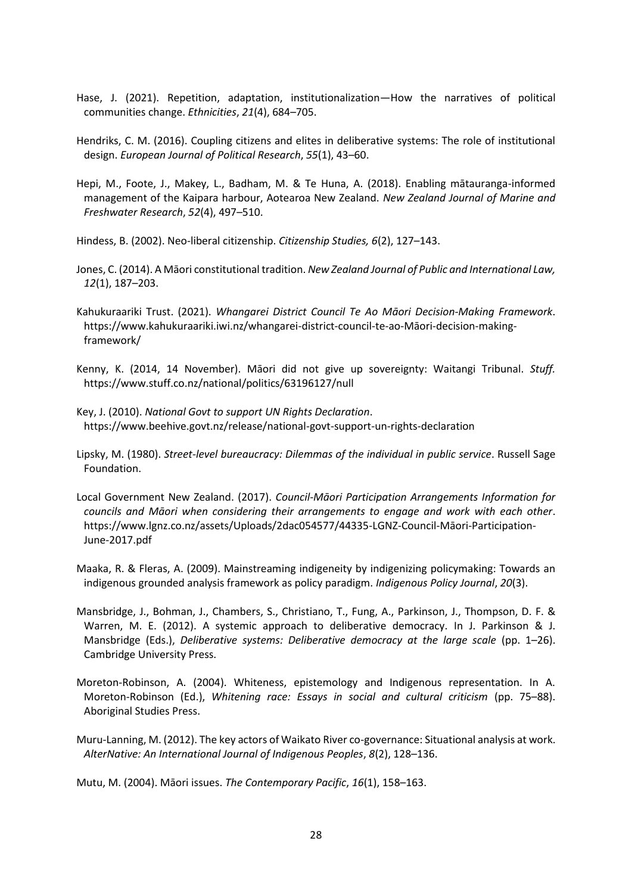Hase, J. (2021). Repetition, adaptation, institutionalization—How the narratives of political communities change. *Ethnicities*, *21*(4), 684–705.

Hendriks, C. M. (2016). Coupling citizens and elites in deliberative systems: The role of institutional design. *European Journal of Political Research*, *55*(1), 43–60.

Hepi, M., Foote, J., Makey, L., Badham, M. & Te Huna, A. (2018). Enabling mātauranga-informed management of the Kaipara harbour, Aotearoa New Zealand. *New Zealand Journal of Marine and Freshwater Research*, *52*(4), 497–510.

Hindess, B. (2002). Neo-liberal citizenship. *Citizenship Studies, 6*(2), 127–143.

Jones, C. (2014). A Māori constitutional tradition. *New Zealand Journal of Public and International Law, 12*(1), 187–203.

Kahukuraariki Trust. (2021). *Whangarei District Council Te Ao Māori Decision-Making Framework*. https://www.kahukuraariki.iwi.nz/whangarei-district-council-te-ao-Māori-decision-making-framework/

Kenny, K. (2014, 14 November). Māori did not give up sovereignty: Waitangi Tribunal. *Stuff.* https://www.stuff.co.nz/national/politics/63196127/null

Key, J. (2010). *National Govt to support UN Rights Declaration*. https://www.beehive.govt.nz/release/national-govt-support-un-rights-declaration

Lipsky, M. (1980). *Street-level bureaucracy: Dilemmas of the individual in public service*. Russell Sage Foundation.

Local Government New Zealand. (2017). *Council-Māori Participation Arrangements Information for councils and Māori when considering their arrangements to engage and work with each other*. https://www.lgnz.co.nz/assets/Uploads/2dac054577/44335-LGNZ-Council-Māori-Participation-June-2017.pdf

Maaka, R. & Fleras, A. (2009). Mainstreaming indigeneity by indigenizing policymaking: Towards an indigenous grounded analysis framework as policy paradigm. *Indigenous Policy Journal*, *20*(3).

Mansbridge, J., Bohman, J., Chambers, S., Christiano, T., Fung, A., Parkinson, J., Thompson, D. F. & Warren, M. E. (2012). A systemic approach to deliberative democracy. In J. Parkinson & J. Mansbridge (Eds.), *Deliberative systems: Deliberative democracy at the large scale* (pp. 1–26). Cambridge University Press.

Moreton-Robinson, A. (2004). Whiteness, epistemology and Indigenous representation. In A. Moreton-Robinson (Ed.), *Whitening race: Essays in social and cultural criticism* (pp. 75–88). Aboriginal Studies Press.

Muru-Lanning, M. (2012). The key actors of Waikato River co-governance: Situational analysis at work. *AlterNative: An International Journal of Indigenous Peoples*, *8*(2), 128–136.

Mutu, M. (2004). Māori issues. *The Contemporary Pacific*, *16*(1), 158–163.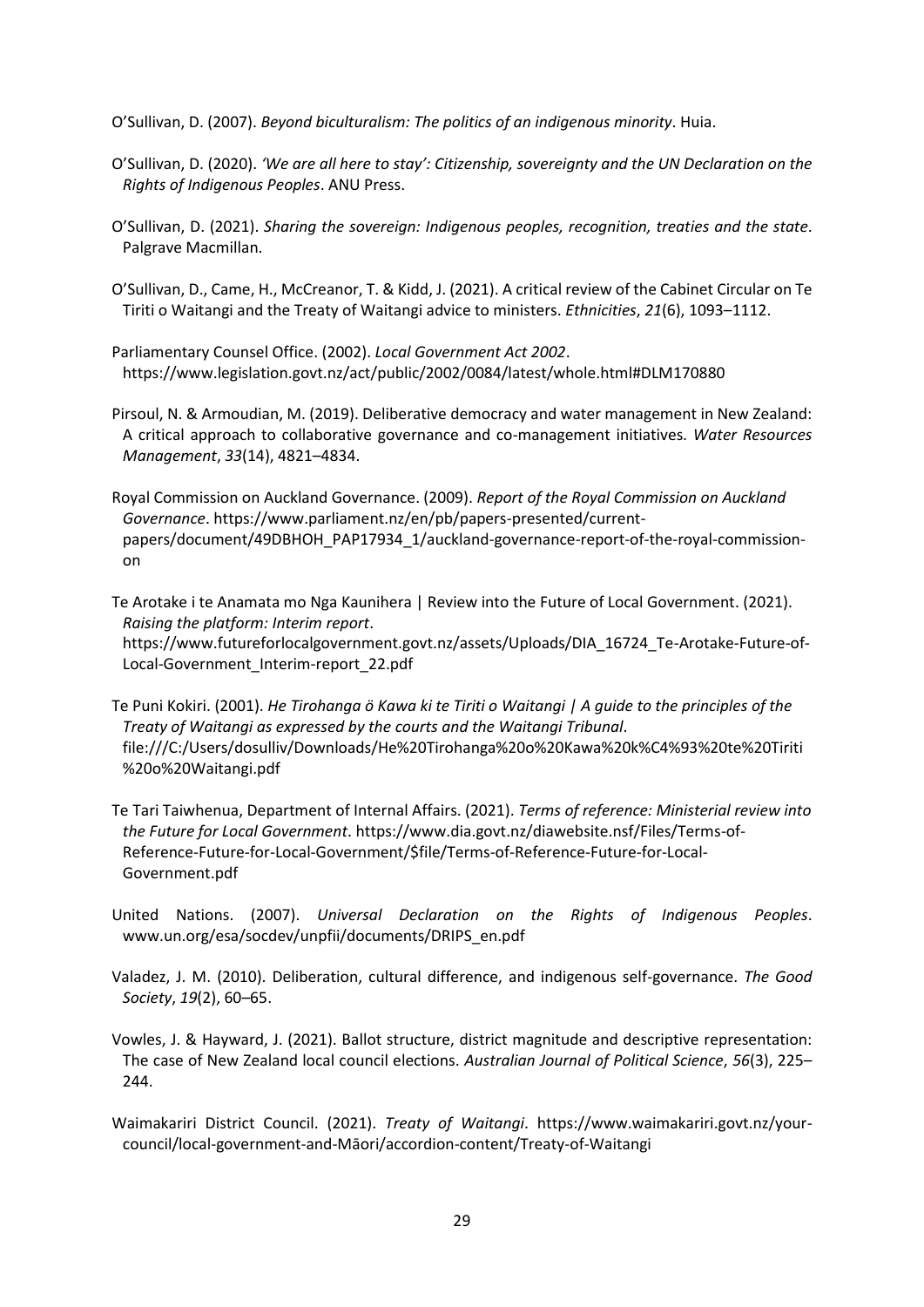O'Sullivan, D. (2007). *Beyond biculturalism: The politics of an indigenous minority*. Huia.

O'Sullivan, D. (2020). *'We are all here to stay': Citizenship, sovereignty and the UN Declaration on the Rights of Indigenous Peoples*. ANU Press.

O'Sullivan, D. (2021). *Sharing the sovereign: Indigenous peoples, recognition, treaties and the state*. Palgrave Macmillan.

O'Sullivan, D., Came, H., McCreanor, T. & Kidd, J. (2021). A critical review of the Cabinet Circular on Te Tiriti o Waitangi and the Treaty of Waitangi advice to ministers. *Ethnicities*, *21*(6), 1093–1112.

Parliamentary Counsel Office. (2002). *Local Government Act 2002*. https://www.legislation.govt.nz/act/public/2002/0084/latest/whole.html#DLM170880

Pirsoul, N. & Armoudian, M. (2019). Deliberative democracy and water management in New Zealand: A critical approach to collaborative governance and co-management initiatives. *Water Resources Management*, *33*(14), 4821–4834.

Royal Commission on Auckland Governance. (2009). *Report of the Royal Commission on Auckland Governance*. https://www.parliament.nz/en/pb/papers-presented/current-papers/document/49DBHOH_PAP17934_1/auckland-governance-report-of-the-royal-commission-on

Te Arotake i te Anamata mo Nga Kaunihera | Review into the Future of Local Government. (2021). *Raising the platform: Interim report*. https://www.futureforlocalgovernment.govt.nz/assets/Uploads/DIA_16724_Te-Arotake-Future-of-Local-Government_Interim-report_22.pdf

Te Puni Kokiri. (2001). *He Tirohanga ö Kawa ki te Tiriti o Waitangi | A guide to the principles of the Treaty of Waitangi as expressed by the courts and the Waitangi Tribunal*. file:///C:/Users/dosulliv/Downloads/He%20Tirohanga%20o%20Kawa%20k%C4%93%20te%20Tiriti%20o%20Waitangi.pdf

Te Tari Taiwhenua, Department of Internal Affairs. (2021). *Terms of reference: Ministerial review into the Future for Local Government*. https://www.dia.govt.nz/diawebsite.nsf/Files/Terms-of-Reference-Future-for-Local-Government/$file/Terms-of-Reference-Future-for-Local-Government.pdf

United Nations. (2007). *Universal Declaration on the Rights of Indigenous Peoples*. www.un.org/esa/socdev/unpfii/documents/DRIPS_en.pdf

Valadez, J. M. (2010). Deliberation, cultural difference, and indigenous self-governance. *The Good Society*, *19*(2), 60–65.

Vowles, J. & Hayward, J. (2021). Ballot structure, district magnitude and descriptive representation: The case of New Zealand local council elections. *Australian Journal of Political Science*, *56*(3), 225–244.

Waimakariri District Council. (2021). *Treaty of Waitangi*. https://www.waimakariri.govt.nz/your-council/local-government-and-Māori/accordion-content/Treaty-of-Waitangi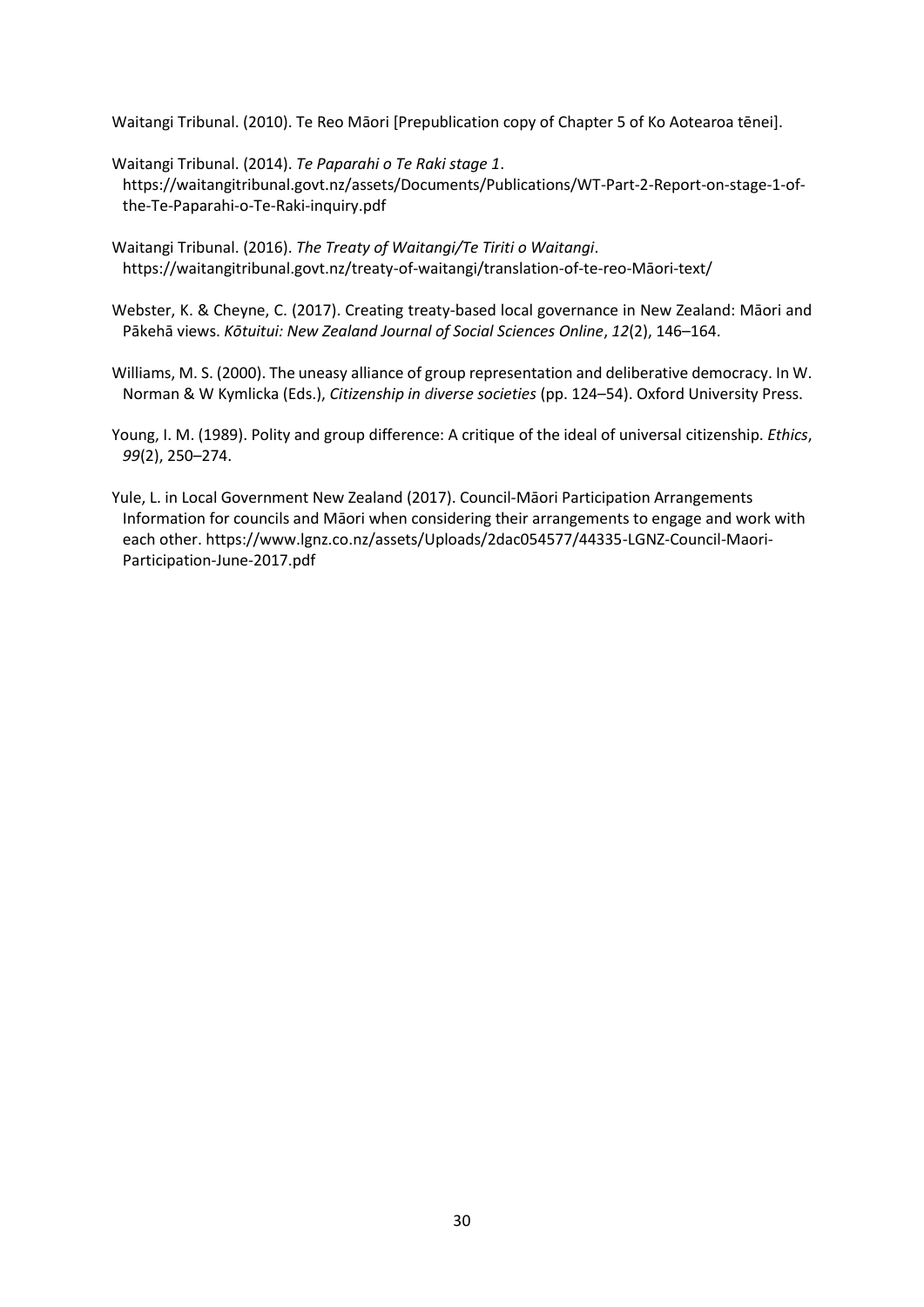Waitangi Tribunal. (2010). Te Reo Māori [Prepublication copy of Chapter 5 of Ko Aotearoa tēnei].

Waitangi Tribunal. (2014). *Te Paparahi o Te Raki stage 1*. https://waitangitribunal.govt.nz/assets/Documents/Publications/WT-Part-2-Report-on-stage-1-of-the-Te-Paparahi-o-Te-Raki-inquiry.pdf

Waitangi Tribunal. (2016). *The Treaty of Waitangi/Te Tiriti o Waitangi*. https://waitangitribunal.govt.nz/treaty-of-waitangi/translation-of-te-reo-Māori-text/

Webster, K. & Cheyne, C. (2017). Creating treaty-based local governance in New Zealand: Māori and Pākehā views. *Kōtuitui: New Zealand Journal of Social Sciences Online*, *12*(2), 146–164.

Williams, M. S. (2000). The uneasy alliance of group representation and deliberative democracy. In W. Norman & W Kymlicka (Eds.), *Citizenship in diverse societies* (pp. 124–54). Oxford University Press.

Young, I. M. (1989). Polity and group difference: A critique of the ideal of universal citizenship. *Ethics*, *99*(2), 250–274.

Yule, L. in Local Government New Zealand (2017). Council-Māori Participation Arrangements Information for councils and Māori when considering their arrangements to engage and work with each other. https://www.lgnz.co.nz/assets/Uploads/2dac054577/44335-LGNZ-Council-Maori-Participation-June-2017.pdf